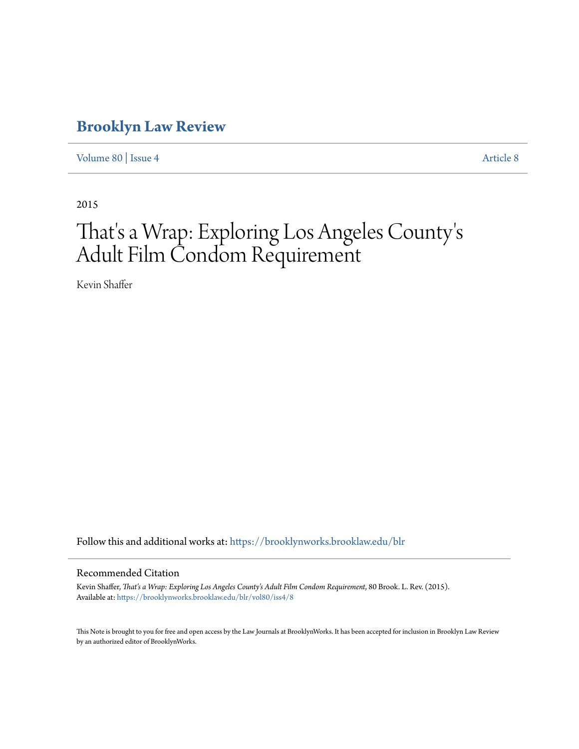# Brooklyn Law Review

Volume 80 | Issue 4 Article 8

2015

# That's a Wrap: Exploring Los Angeles County's Adult Film Condom Requirement

Kevin Shaffer

Follow this and additional works at: https://brooklynworks.brooklaw.edu/blr

## Recommended Citation

Kevin Shaffer, *That's a Wrap: Exploring Los Angeles County's Adult Film Condom Requirement*, 80 Brook. L. Rev. (2015).
Available at: https://brooklynworks.brooklaw.edu/blr/vol80/iss4/8

This Note is brought to you for free and open access by the Law Journals at BrooklynWorks. It has been accepted for inclusion in Brooklyn Law Review by an authorized editor of BrooklynWorks.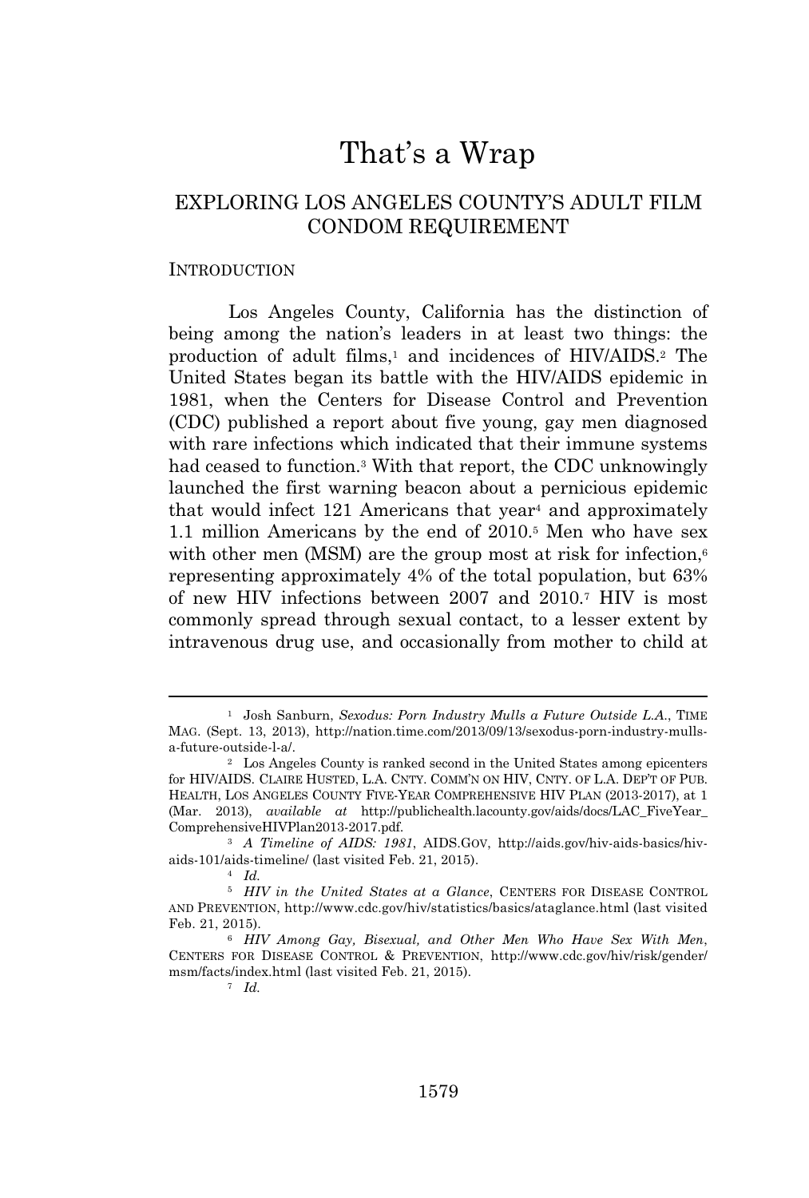# That's a Wrap

## EXPLORING LOS ANGELES COUNTY'S ADULT FILM CONDOM REQUIREMENT

### INTRODUCTION

Los Angeles County, California has the distinction of being among the nation's leaders in at least two things: the production of adult films,[1] and incidences of HIV/AIDS.[2] The United States began its battle with the HIV/AIDS epidemic in 1981, when the Centers for Disease Control and Prevention (CDC) published a report about five young, gay men diagnosed with rare infections which indicated that their immune systems had ceased to function.[3] With that report, the CDC unknowingly launched the first warning beacon about a pernicious epidemic that would infect 121 Americans that year[4] and approximately 1.1 million Americans by the end of 2010.[5] Men who have sex with other men (MSM) are the group most at risk for infection,[6] representing approximately 4% of the total population, but 63% of new HIV infections between 2007 and 2010.[7] HIV is most commonly spread through sexual contact, to a lesser extent by intravenous drug use, and occasionally from mother to child at

---

[1] Josh Sanburn, *Sexodus: Porn Industry Mulls a Future Outside L.A.*, TIME MAG. (Sept. 13, 2013), http://nation.time.com/2013/09/13/sexodus-porn-industry-mulls-a-future-outside-l-a/.

[2] Los Angeles County is ranked second in the United States among epicenters for HIV/AIDS. CLAIRE HUSTED, L.A. CNTY. COMM'N ON HIV, CNTY. OF L.A. DEP'T OF PUB. HEALTH, LOS ANGELES COUNTY FIVE-YEAR COMPREHENSIVE HIV PLAN (2013-2017), at 1 (Mar. 2013), *available at* http://publichealth.lacounty.gov/aids/docs/LAC_FiveYear_ComprehensiveHIVPlan2013-2017.pdf.

[3] *A Timeline of AIDS: 1981*, AIDS.GOV, http://aids.gov/hiv-aids-basics/hiv-aids-101/aids-timeline/ (last visited Feb. 21, 2015).

[4] *Id.*

[5] *HIV in the United States at a Glance*, CENTERS FOR DISEASE CONTROL AND PREVENTION, http://www.cdc.gov/hiv/statistics/basics/ataglance.html (last visited Feb. 21, 2015).

[6] *HIV Among Gay, Bisexual, and Other Men Who Have Sex With Men*, CENTERS FOR DISEASE CONTROL & PREVENTION, http://www.cdc.gov/hiv/risk/gender/msm/facts/index.html (last visited Feb. 21, 2015).

[7] *Id.*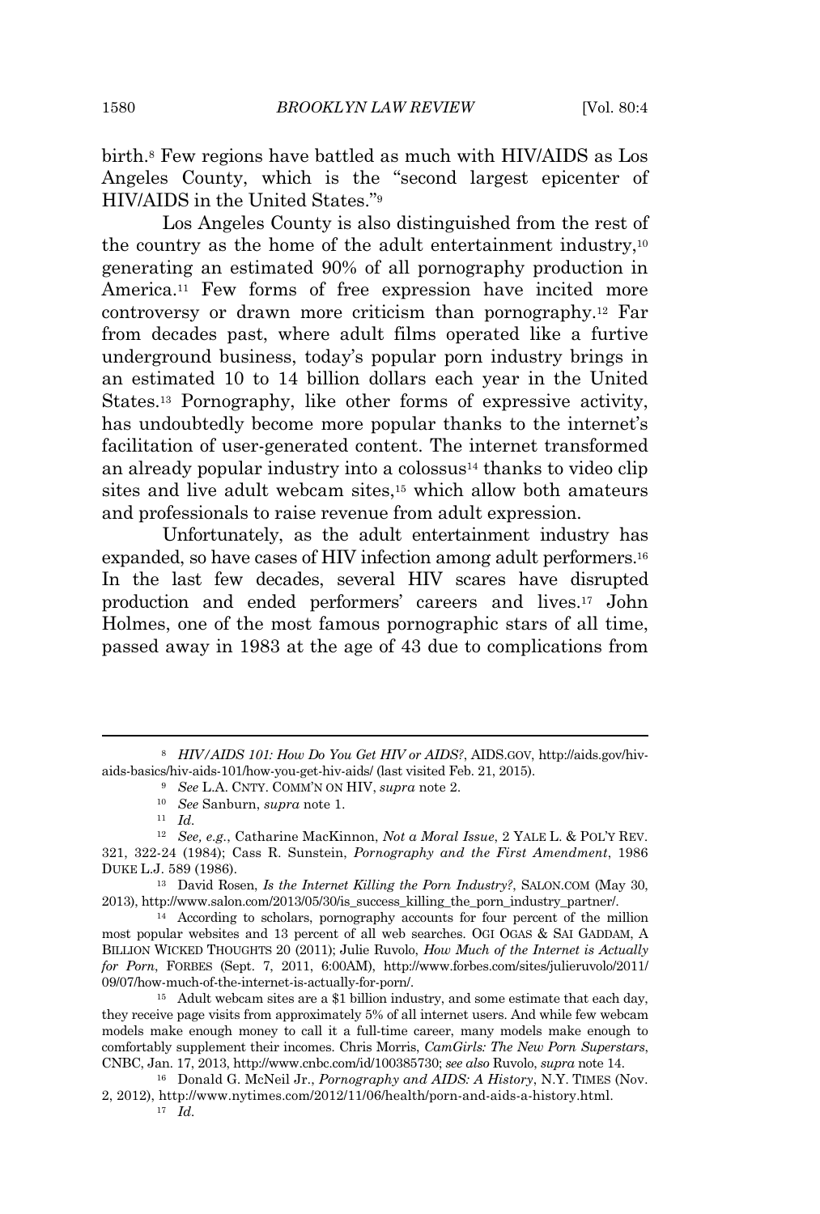birth.[8] Few regions have battled as much with HIV/AIDS as Los Angeles County, which is the "second largest epicenter of HIV/AIDS in the United States."[9]

Los Angeles County is also distinguished from the rest of the country as the home of the adult entertainment industry,[10] generating an estimated 90% of all pornography production in America.[11] Few forms of free expression have incited more controversy or drawn more criticism than pornography.[12] Far from decades past, where adult films operated like a furtive underground business, today's popular porn industry brings in an estimated 10 to 14 billion dollars each year in the United States.[13] Pornography, like other forms of expressive activity, has undoubtedly become more popular thanks to the internet's facilitation of user-generated content. The internet transformed an already popular industry into a colossus[14] thanks to video clip sites and live adult webcam sites,[15] which allow both amateurs and professionals to raise revenue from adult expression.

Unfortunately, as the adult entertainment industry has expanded, so have cases of HIV infection among adult performers.[16] In the last few decades, several HIV scares have disrupted production and ended performers' careers and lives.[17] John Holmes, one of the most famous pornographic stars of all time, passed away in 1983 at the age of 43 due to complications from

---

[8] *HIV/AIDS 101: How Do You Get HIV or AIDS?*, AIDS.GOV, http://aids.gov/hiv-aids-basics/hiv-aids-101/how-you-get-hiv-aids/ (last visited Feb. 21, 2015).

[9] *See* L.A. CNTY. COMM'N ON HIV, *supra* note 2.

[10] *See* Sanburn, *supra* note 1.

[11] *Id.*

[12] *See, e.g.*, Catharine MacKinnon, *Not a Moral Issue*, 2 YALE L. & POL'Y REV. 321, 322-24 (1984); Cass R. Sunstein, *Pornography and the First Amendment*, 1986 DUKE L.J. 589 (1986).

[13] David Rosen, *Is the Internet Killing the Porn Industry?*, SALON.COM (May 30, 2013), http://www.salon.com/2013/05/30/is_success_killing_the_porn_industry_partner/.

[14] According to scholars, pornography accounts for four percent of the million most popular websites and 13 percent of all web searches. OGI OGAS & SAI GADDAM, A BILLION WICKED THOUGHTS 20 (2011); Julie Ruvolo, *How Much of the Internet is Actually for Porn*, FORBES (Sept. 7, 2011, 6:00AM), http://www.forbes.com/sites/julieruvolo/2011/09/07/how-much-of-the-internet-is-actually-for-porn/.

[15] Adult webcam sites are a $1 billion industry, and some estimate that each day, they receive page visits from approximately 5% of all internet users. And while few webcam models make enough money to call it a full-time career, many models make enough to comfortably supplement their incomes. Chris Morris, *CamGirls: The New Porn Superstars*, CNBC, Jan. 17, 2013, http://www.cnbc.com/id/100385730; *see also* Ruvolo, *supra* note 14.

[16] Donald G. McNeil Jr., *Pornography and AIDS: A History*, N.Y. TIMES (Nov. 2, 2012), http://www.nytimes.com/2012/11/06/health/porn-and-aids-a-history.html.

[17] *Id.*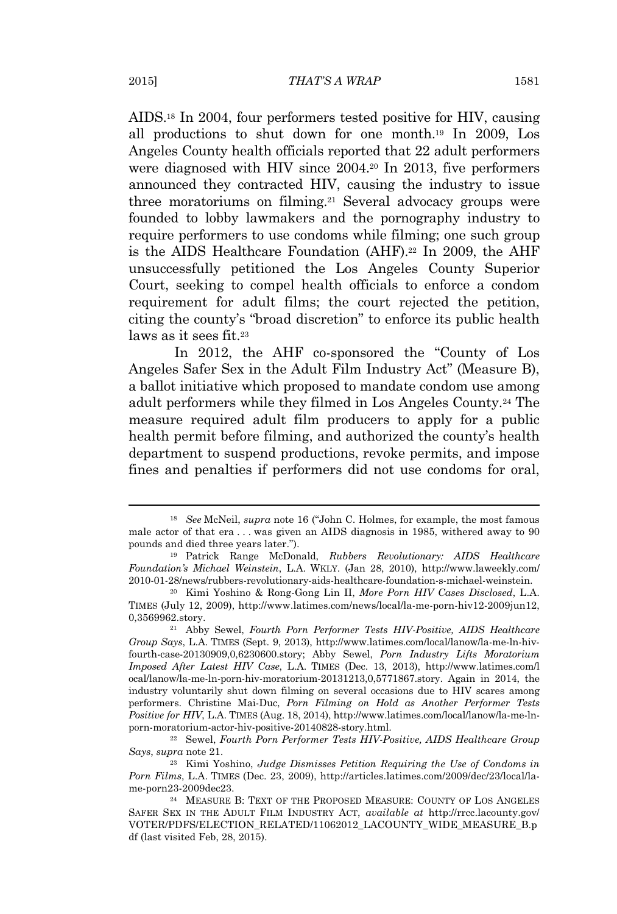AIDS.[18] In 2004, four performers tested positive for HIV, causing all productions to shut down for one month.[19] In 2009, Los Angeles County health officials reported that 22 adult performers were diagnosed with HIV since 2004.[20] In 2013, five performers announced they contracted HIV, causing the industry to issue three moratoriums on filming.[21] Several advocacy groups were founded to lobby lawmakers and the pornography industry to require performers to use condoms while filming; one such group is the AIDS Healthcare Foundation (AHF).[22] In 2009, the AHF unsuccessfully petitioned the Los Angeles County Superior Court, seeking to compel health officials to enforce a condom requirement for adult films; the court rejected the petition, citing the county's "broad discretion" to enforce its public health laws as it sees fit.[23]

In 2012, the AHF co-sponsored the "County of Los Angeles Safer Sex in the Adult Film Industry Act" (Measure B), a ballot initiative which proposed to mandate condom use among adult performers while they filmed in Los Angeles County.[24] The measure required adult film producers to apply for a public health permit before filming, and authorized the county's health department to suspend productions, revoke permits, and impose fines and penalties if performers did not use condoms for oral,

---

[18] *See* McNeil, *supra* note 16 ("John C. Holmes, for example, the most famous male actor of that era . . . was given an AIDS diagnosis in 1985, withered away to 90 pounds and died three years later.").

[19] Patrick Range McDonald, *Rubbers Revolutionary: AIDS Healthcare Foundation's Michael Weinstein*, L.A. WKLY. (Jan 28, 2010), http://www.laweekly.com/2010-01-28/news/rubbers-revolutionary-aids-healthcare-foundation-s-michael-weinstein.

[20] Kimi Yoshino & Rong-Gong Lin II, *More Porn HIV Cases Disclosed*, L.A. TIMES (July 12, 2009), http://www.latimes.com/news/local/la-me-porn-hiv12-2009jun12,0,3569962.story.

[21] Abby Sewel, *Fourth Porn Performer Tests HIV-Positive, AIDS Healthcare Group Says*, L.A. TIMES (Sept. 9, 2013), http://www.latimes.com/local/lanow/la-me-ln-hiv-fourth-case-20130909,0,6230600.story; Abby Sewel, *Porn Industry Lifts Moratorium Imposed After Latest HIV Case*, L.A. TIMES (Dec. 13, 2013), http://www.latimes.com/local/lanow/la-me-ln-porn-hiv-moratorium-20131213,0,5771867.story. Again in 2014, the industry voluntarily shut down filming on several occasions due to HIV scares among performers. Christine Mai-Duc, *Porn Filming on Hold as Another Performer Tests Positive for HIV*, L.A. TIMES (Aug. 18, 2014), http://www.latimes.com/local/lanow/la-me-ln-porn-moratorium-actor-hiv-positive-20140828-story.html.

[22] Sewel, *Fourth Porn Performer Tests HIV-Positive, AIDS Healthcare Group Says*, *supra* note 21.

[23] Kimi Yoshino, *Judge Dismisses Petition Requiring the Use of Condoms in Porn Films*, L.A. TIMES (Dec. 23, 2009), http://articles.latimes.com/2009/dec/23/local/la-me-porn23-2009dec23.

[24] MEASURE B: TEXT OF THE PROPOSED MEASURE: COUNTY OF LOS ANGELES SAFER SEX IN THE ADULT FILM INDUSTRY ACT, *available at* http://rrcc.lacounty.gov/VOTER/PDFS/ELECTION_RELATED/11062012_LACOUNTY_WIDE_MEASURE_B.pdf (last visited Feb, 28, 2015).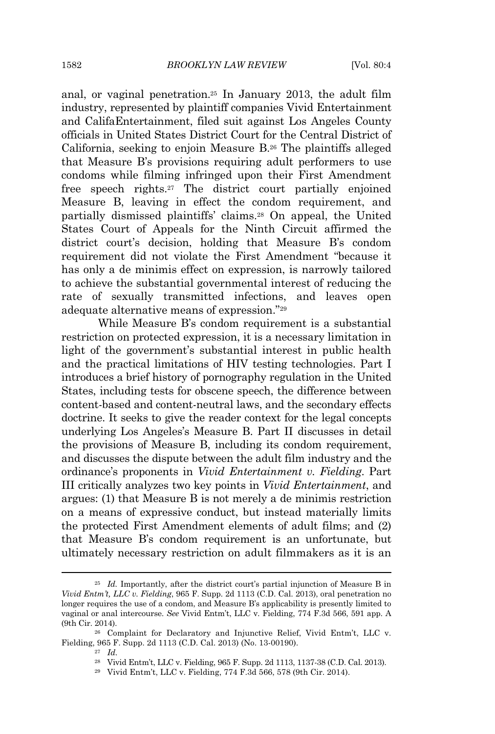anal, or vaginal penetration.[25] In January 2013, the adult film industry, represented by plaintiff companies Vivid Entertainment and CalifaEntertainment, filed suit against Los Angeles County officials in United States District Court for the Central District of California, seeking to enjoin Measure B.[26] The plaintiffs alleged that Measure B's provisions requiring adult performers to use condoms while filming infringed upon their First Amendment free speech rights.[27] The district court partially enjoined Measure B, leaving in effect the condom requirement, and partially dismissed plaintiffs' claims.[28] On appeal, the United States Court of Appeals for the Ninth Circuit affirmed the district court's decision, holding that Measure B's condom requirement did not violate the First Amendment "because it has only a de minimis effect on expression, is narrowly tailored to achieve the substantial governmental interest of reducing the rate of sexually transmitted infections, and leaves open adequate alternative means of expression."[29]

While Measure B's condom requirement is a substantial restriction on protected expression, it is a necessary limitation in light of the government's substantial interest in public health and the practical limitations of HIV testing technologies. Part I introduces a brief history of pornography regulation in the United States, including tests for obscene speech, the difference between content-based and content-neutral laws, and the secondary effects doctrine. It seeks to give the reader context for the legal concepts underlying Los Angeles's Measure B. Part II discusses in detail the provisions of Measure B, including its condom requirement, and discusses the dispute between the adult film industry and the ordinance's proponents in *Vivid Entertainment v. Fielding*. Part III critically analyzes two key points in *Vivid Entertainment*, and argues: (1) that Measure B is not merely a de minimis restriction on a means of expressive conduct, but instead materially limits the protected First Amendment elements of adult films; and (2) that Measure B's condom requirement is an unfortunate, but ultimately necessary restriction on adult filmmakers as it is an

---

[25] *Id.* Importantly, after the district court's partial injunction of Measure B in *Vivid Entm't, LLC v. Fielding*, 965 F. Supp. 2d 1113 (C.D. Cal. 2013), oral penetration no longer requires the use of a condom, and Measure B's applicability is presently limited to vaginal or anal intercourse. *See* Vivid Entm't, LLC v. Fielding, 774 F.3d 566, 591 app. A (9th Cir. 2014).

[26] Complaint for Declaratory and Injunctive Relief, Vivid Entm't, LLC v. Fielding, 965 F. Supp. 2d 1113 (C.D. Cal. 2013) (No. 13-00190).

[27] *Id.*

[28] Vivid Entm't, LLC v. Fielding, 965 F. Supp. 2d 1113, 1137-38 (C.D. Cal. 2013).

[29] Vivid Entm't, LLC v. Fielding, 774 F.3d 566, 578 (9th Cir. 2014).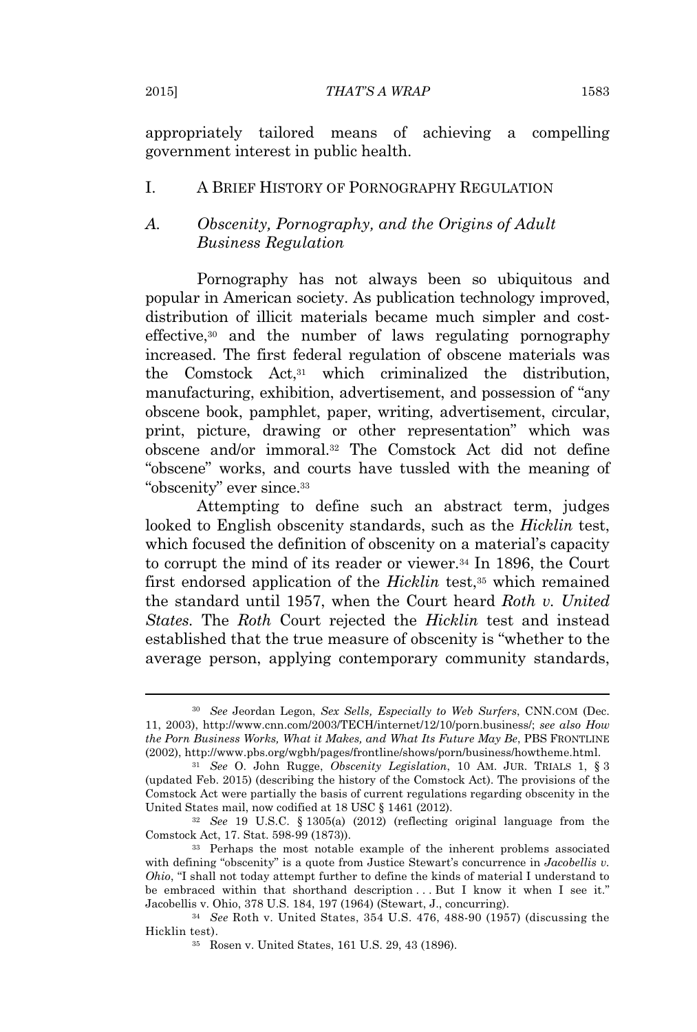appropriately tailored means of achieving a compelling government interest in public health.

## I. A BRIEF HISTORY OF PORNOGRAPHY REGULATION

### A. *Obscenity, Pornography, and the Origins of Adult Business Regulation*

Pornography has not always been so ubiquitous and popular in American society. As publication technology improved, distribution of illicit materials became much simpler and cost-effective,[30] and the number of laws regulating pornography increased. The first federal regulation of obscene materials was the Comstock Act,[31] which criminalized the distribution, manufacturing, exhibition, advertisement, and possession of "any obscene book, pamphlet, paper, writing, advertisement, circular, print, picture, drawing or other representation" which was obscene and/or immoral.[32] The Comstock Act did not define "obscene" works, and courts have tussled with the meaning of "obscenity" ever since.[33]

Attempting to define such an abstract term, judges looked to English obscenity standards, such as the *Hicklin* test, which focused the definition of obscenity on a material's capacity to corrupt the mind of its reader or viewer.[34] In 1896, the Court first endorsed application of the *Hicklin* test,[35] which remained the standard until 1957, when the Court heard *Roth v. United States*. The *Roth* Court rejected the *Hicklin* test and instead established that the true measure of obscenity is "whether to the average person, applying contemporary community standards,

---

[30] *See* Jeordan Legon, *Sex Sells, Especially to Web Surfers*, CNN.COM (Dec. 11, 2003), http://www.cnn.com/2003/TECH/internet/12/10/porn.business/; *see also How the Porn Business Works, What it Makes, and What Its Future May Be*, PBS FRONTLINE (2002), http://www.pbs.org/wgbh/pages/frontline/shows/porn/business/howtheme.html.

[31] *See* O. John Rugge, *Obscenity Legislation*, 10 AM. JUR. TRIALS 1, § 3 (updated Feb. 2015) (describing the history of the Comstock Act). The provisions of the Comstock Act were partially the basis of current regulations regarding obscenity in the United States mail, now codified at 18 USC § 1461 (2012).

[32] *See* 19 U.S.C. § 1305(a) (2012) (reflecting original language from the Comstock Act, 17. Stat. 598-99 (1873)).

[33] Perhaps the most notable example of the inherent problems associated with defining "obscenity" is a quote from Justice Stewart's concurrence in *Jacobellis v. Ohio*, "I shall not today attempt further to define the kinds of material I understand to be embraced within that shorthand description . . . But I know it when I see it." Jacobellis v. Ohio, 378 U.S. 184, 197 (1964) (Stewart, J., concurring).

[34] *See* Roth v. United States, 354 U.S. 476, 488-90 (1957) (discussing the Hicklin test).

[35] Rosen v. United States, 161 U.S. 29, 43 (1896).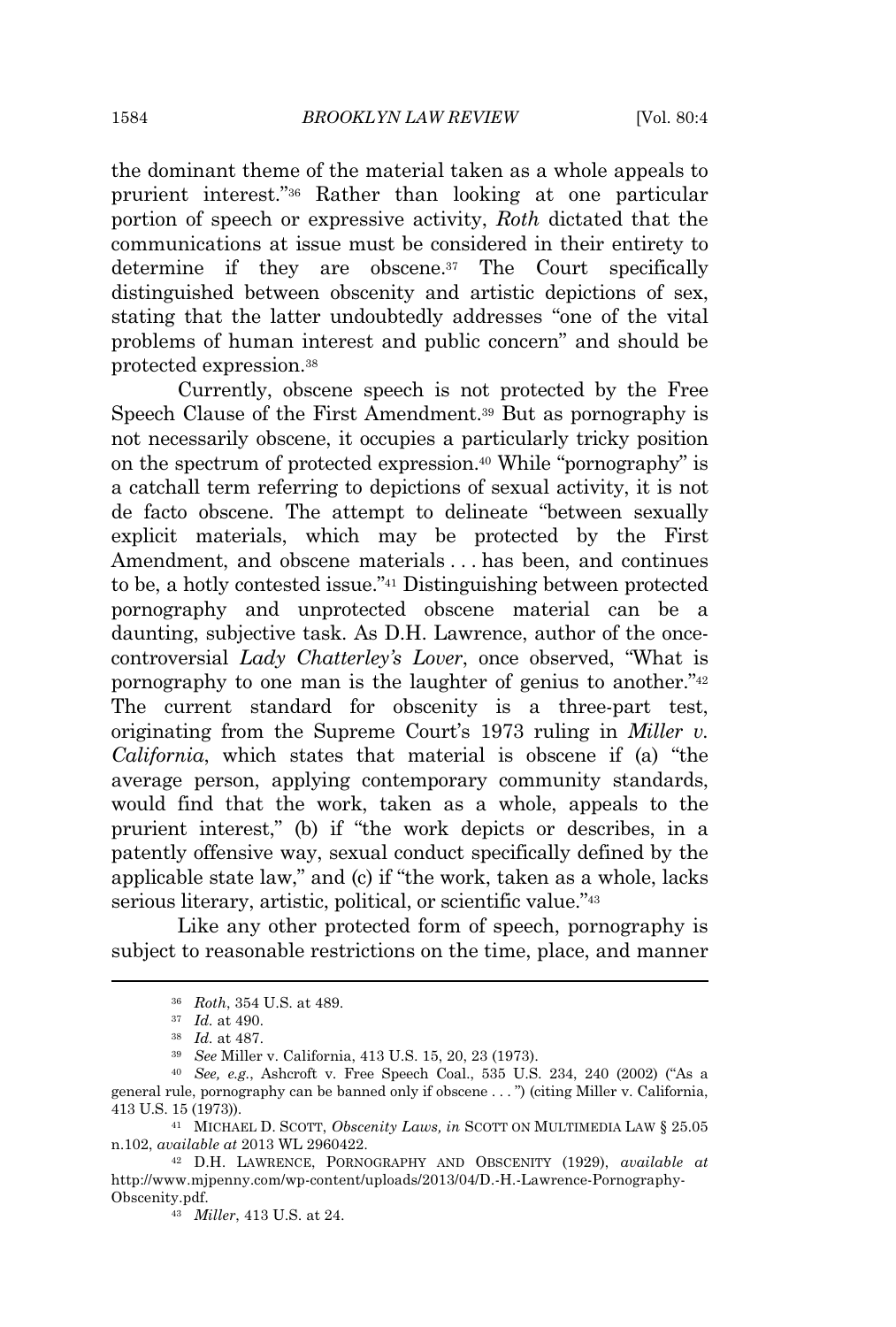the dominant theme of the material taken as a whole appeals to prurient interest."[36] Rather than looking at one particular portion of speech or expressive activity, *Roth* dictated that the communications at issue must be considered in their entirety to determine if they are obscene.[37] The Court specifically distinguished between obscenity and artistic depictions of sex, stating that the latter undoubtedly addresses "one of the vital problems of human interest and public concern" and should be protected expression.[38]

Currently, obscene speech is not protected by the Free Speech Clause of the First Amendment.[39] But as pornography is not necessarily obscene, it occupies a particularly tricky position on the spectrum of protected expression.[40] While "pornography" is a catchall term referring to depictions of sexual activity, it is not de facto obscene. The attempt to delineate "between sexually explicit materials, which may be protected by the First Amendment, and obscene materials . . . has been, and continues to be, a hotly contested issue."[41] Distinguishing between protected pornography and unprotected obscene material can be a daunting, subjective task. As D.H. Lawrence, author of the once-controversial *Lady Chatterley's Lover*, once observed, "What is pornography to one man is the laughter of genius to another."[42] The current standard for obscenity is a three-part test, originating from the Supreme Court's 1973 ruling in *Miller v. California*, which states that material is obscene if (a) "the average person, applying contemporary community standards, would find that the work, taken as a whole, appeals to the prurient interest," (b) if "the work depicts or describes, in a patently offensive way, sexual conduct specifically defined by the applicable state law," and (c) if "the work, taken as a whole, lacks serious literary, artistic, political, or scientific value."[43]

Like any other protected form of speech, pornography is subject to reasonable restrictions on the time, place, and manner

---

[36] *Roth*, 354 U.S. at 489.

[37] *Id.* at 490.

[38] *Id.* at 487.

[39] *See* Miller v. California, 413 U.S. 15, 20, 23 (1973).

[40] *See, e.g.*, Ashcroft v. Free Speech Coal., 535 U.S. 234, 240 (2002) ("As a general rule, pornography can be banned only if obscene . . . ") (citing Miller v. California, 413 U.S. 15 (1973)).

[41] MICHAEL D. SCOTT, *Obscenity Laws, in* SCOTT ON MULTIMEDIA LAW § 25.05 n.102, *available at* 2013 WL 2960422.

[42] D.H. LAWRENCE, PORNOGRAPHY AND OBSCENITY (1929), *available at* http://www.mjpenny.com/wp-content/uploads/2013/04/D.-H.-Lawrence-Pornography-Obscenity.pdf.

[43] *Miller*, 413 U.S. at 24.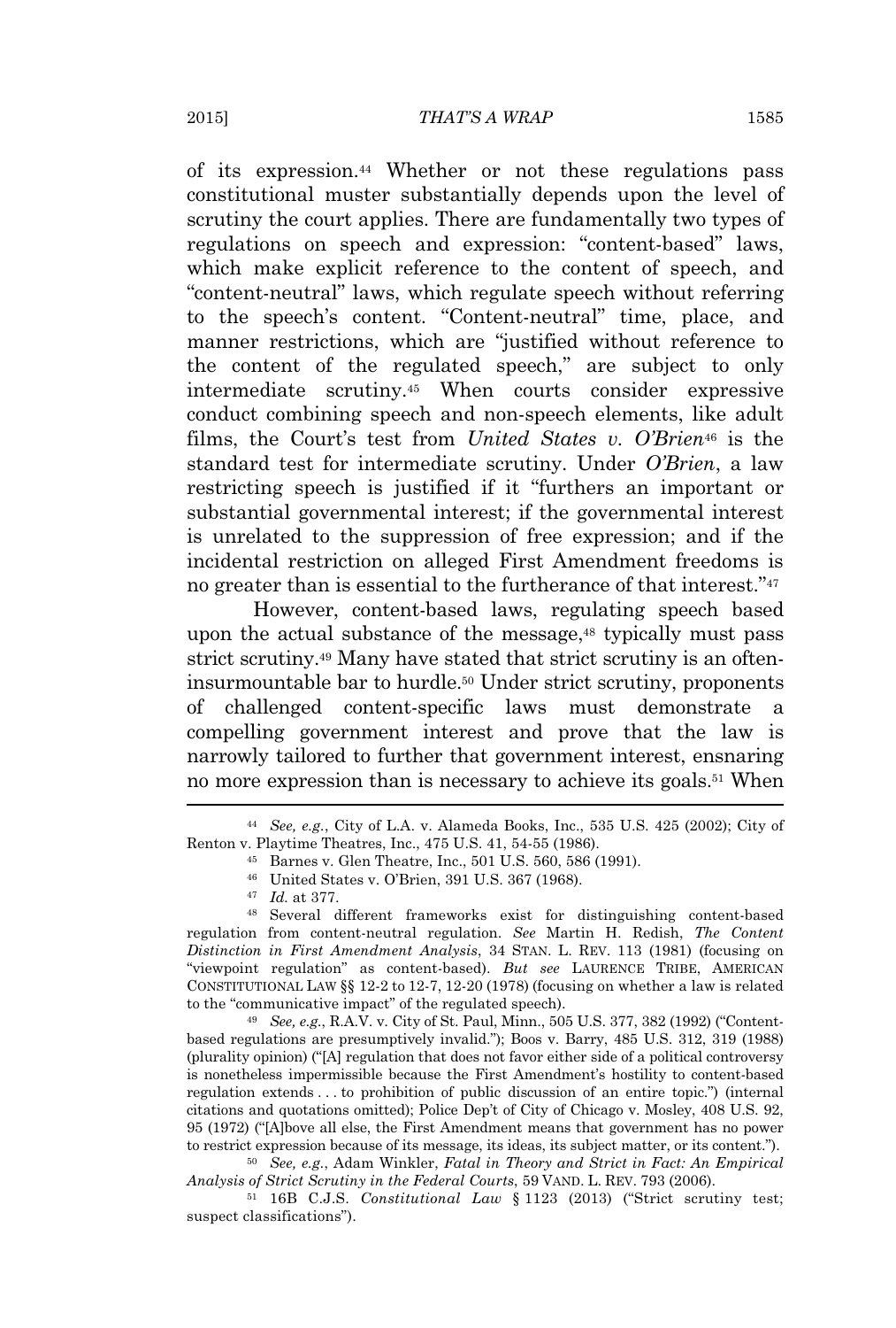of its expression.[44] Whether or not these regulations pass constitutional muster substantially depends upon the level of scrutiny the court applies. There are fundamentally two types of regulations on speech and expression: "content-based" laws, which make explicit reference to the content of speech, and "content-neutral" laws, which regulate speech without referring to the speech's content. "Content-neutral" time, place, and manner restrictions, which are "justified without reference to the content of the regulated speech," are subject to only intermediate scrutiny.[45] When courts consider expressive conduct combining speech and non-speech elements, like adult films, the Court's test from *United States v. O'Brien*[46] is the standard test for intermediate scrutiny. Under *O'Brien*, a law restricting speech is justified if it "furthers an important or substantial governmental interest; if the governmental interest is unrelated to the suppression of free expression; and if the incidental restriction on alleged First Amendment freedoms is no greater than is essential to the furtherance of that interest."[47]

However, content-based laws, regulating speech based upon the actual substance of the message,[48] typically must pass strict scrutiny.[49] Many have stated that strict scrutiny is an often-insurmountable bar to hurdle.[50] Under strict scrutiny, proponents of challenged content-specific laws must demonstrate a compelling government interest and prove that the law is narrowly tailored to further that government interest, ensnaring no more expression than is necessary to achieve its goals.[51] When

---

[44] *See, e.g.*, City of L.A. v. Alameda Books, Inc., 535 U.S. 425 (2002); City of Renton v. Playtime Theatres, Inc., 475 U.S. 41, 54-55 (1986).

[45] Barnes v. Glen Theatre, Inc., 501 U.S. 560, 586 (1991).

[46] United States v. O'Brien, 391 U.S. 367 (1968).

[47] *Id.* at 377.

[48] Several different frameworks exist for distinguishing content-based regulation from content-neutral regulation. *See* Martin H. Redish, *The Content Distinction in First Amendment Analysis*, 34 STAN. L. REV. 113 (1981) (focusing on "viewpoint regulation" as content-based). *But see* LAURENCE TRIBE, AMERICAN CONSTITUTIONAL LAW §§ 12-2 to 12-7, 12-20 (1978) (focusing on whether a law is related to the "communicative impact" of the regulated speech).

[49] *See, e.g.*, R.A.V. v. City of St. Paul, Minn., 505 U.S. 377, 382 (1992) ("Content-based regulations are presumptively invalid."); Boos v. Barry, 485 U.S. 312, 319 (1988) (plurality opinion) ("[A] regulation that does not favor either side of a political controversy is nonetheless impermissible because the First Amendment's hostility to content-based regulation extends . . . to prohibition of public discussion of an entire topic.") (internal citations and quotations omitted); Police Dep't of City of Chicago v. Mosley, 408 U.S. 92, 95 (1972) ("[A]bove all else, the First Amendment means that government has no power to restrict expression because of its message, its ideas, its subject matter, or its content.").

[50] *See, e.g.*, Adam Winkler, *Fatal in Theory and Strict in Fact: An Empirical Analysis of Strict Scrutiny in the Federal Courts*, 59 VAND. L. REV. 793 (2006).

[51] 16B C.J.S. *Constitutional Law* § 1123 (2013) ("Strict scrutiny test; suspect classifications").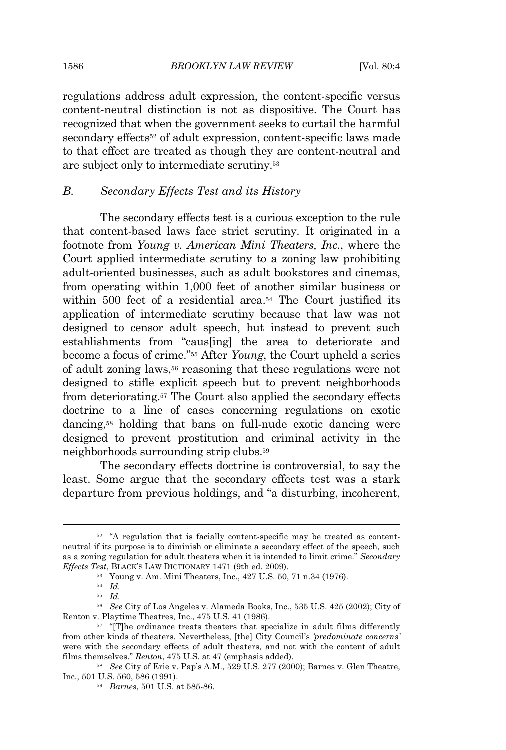regulations address adult expression, the content-specific versus content-neutral distinction is not as dispositive. The Court has recognized that when the government seeks to curtail the harmful secondary effects[52] of adult expression, content-specific laws made to that effect are treated as though they are content-neutral and are subject only to intermediate scrutiny.[53]

### *B. Secondary Effects Test and its History*

The secondary effects test is a curious exception to the rule that content-based laws face strict scrutiny. It originated in a footnote from *Young v. American Mini Theaters, Inc.*, where the Court applied intermediate scrutiny to a zoning law prohibiting adult-oriented businesses, such as adult bookstores and cinemas, from operating within 1,000 feet of another similar business or within 500 feet of a residential area.[54] The Court justified its application of intermediate scrutiny because that law was not designed to censor adult speech, but instead to prevent such establishments from "caus[ing] the area to deteriorate and become a focus of crime."[55] After *Young*, the Court upheld a series of adult zoning laws,[56] reasoning that these regulations were not designed to stifle explicit speech but to prevent neighborhoods from deteriorating.[57] The Court also applied the secondary effects doctrine to a line of cases concerning regulations on exotic dancing,[58] holding that bans on full-nude exotic dancing were designed to prevent prostitution and criminal activity in the neighborhoods surrounding strip clubs.[59]

The secondary effects doctrine is controversial, to say the least. Some argue that the secondary effects test was a stark departure from previous holdings, and "a disturbing, incoherent,

---

[52] "A regulation that is facially content-specific may be treated as content-neutral if its purpose is to diminish or eliminate a secondary effect of the speech, such as a zoning regulation for adult theaters when it is intended to limit crime." *Secondary Effects Test*, BLACK'S LAW DICTIONARY 1471 (9th ed. 2009).

[53] Young v. Am. Mini Theaters, Inc., 427 U.S. 50, 71 n.34 (1976).

[54] *Id.*

[55] *Id.*

[56] *See* City of Los Angeles v. Alameda Books, Inc., 535 U.S. 425 (2002); City of Renton v. Playtime Theatres, Inc., 475 U.S. 41 (1986).

[57] "[T]he ordinance treats theaters that specialize in adult films differently from other kinds of theaters. Nevertheless, [the] City Council's *'predominate concerns'* were with the secondary effects of adult theaters, and not with the content of adult films themselves." *Renton*, 475 U.S. at 47 (emphasis added).

[58] *See* City of Erie v. Pap's A.M., 529 U.S. 277 (2000); Barnes v. Glen Theatre, Inc., 501 U.S. 560, 586 (1991).

[59] *Barnes*, 501 U.S. at 585-86.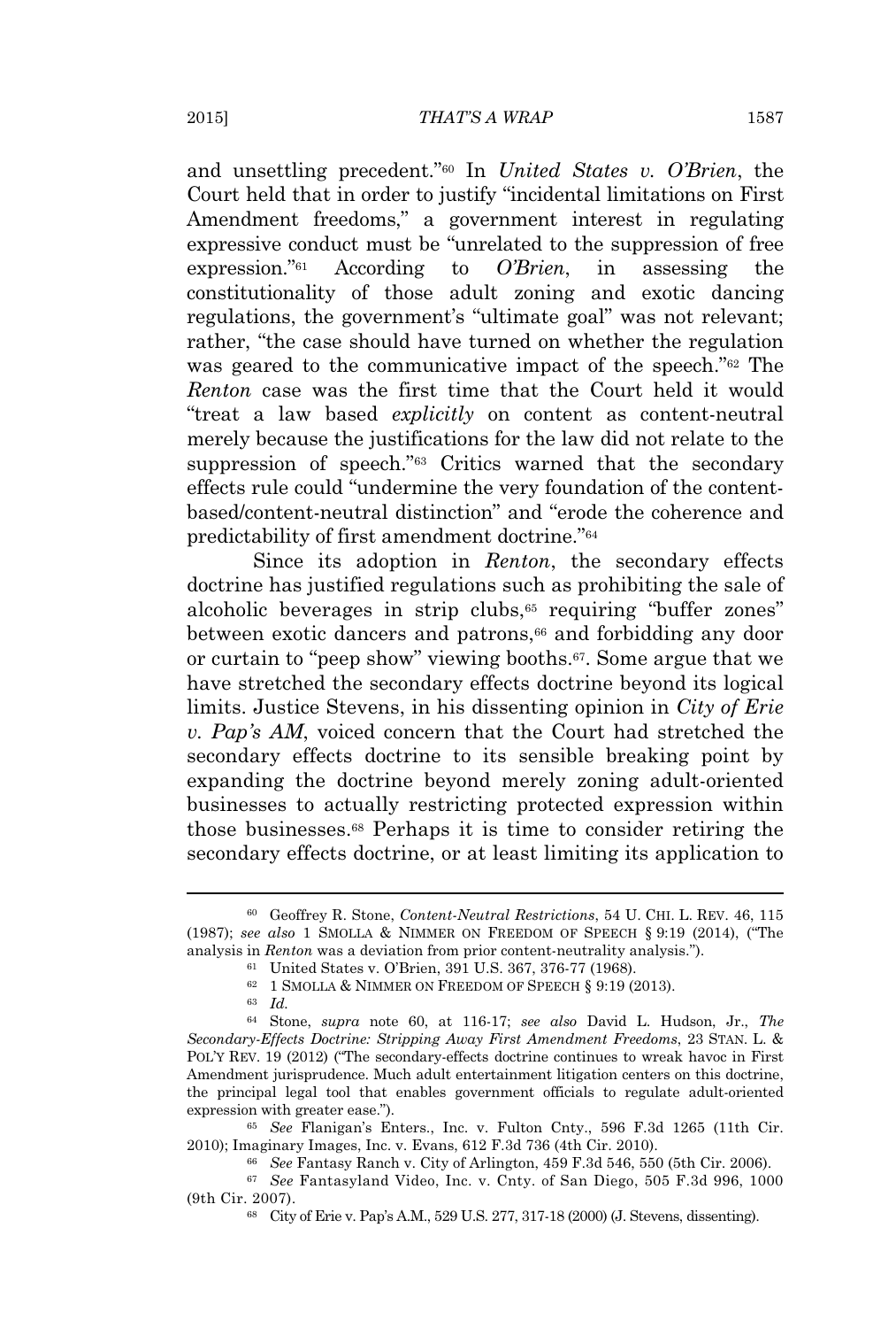and unsettling precedent."[60] In *United States v. O'Brien*, the Court held that in order to justify "incidental limitations on First Amendment freedoms," a government interest in regulating expressive conduct must be "unrelated to the suppression of free expression."[61] According to *O'Brien*, in assessing the constitutionality of those adult zoning and exotic dancing regulations, the government's "ultimate goal" was not relevant; rather, "the case should have turned on whether the regulation was geared to the communicative impact of the speech."[62] The *Renton* case was the first time that the Court held it would "treat a law based *explicitly* on content as content-neutral merely because the justifications for the law did not relate to the suppression of speech."[63] Critics warned that the secondary effects rule could "undermine the very foundation of the content-based/content-neutral distinction" and "erode the coherence and predictability of first amendment doctrine."[64]

Since its adoption in *Renton*, the secondary effects doctrine has justified regulations such as prohibiting the sale of alcoholic beverages in strip clubs,[65] requiring "buffer zones" between exotic dancers and patrons,[66] and forbidding any door or curtain to "peep show" viewing booths.[67]. Some argue that we have stretched the secondary effects doctrine beyond its logical limits. Justice Stevens, in his dissenting opinion in *City of Erie v. Pap's AM*, voiced concern that the Court had stretched the secondary effects doctrine to its sensible breaking point by expanding the doctrine beyond merely zoning adult-oriented businesses to actually restricting protected expression within those businesses.[68] Perhaps it is time to consider retiring the secondary effects doctrine, or at least limiting its application to

---

[60] Geoffrey R. Stone, *Content-Neutral Restrictions*, 54 U. CHI. L. REV. 46, 115 (1987); *see also* 1 SMOLLA & NIMMER ON FREEDOM OF SPEECH § 9:19 (2014), ("The analysis in *Renton* was a deviation from prior content-neutrality analysis.").

[61] United States v. O'Brien, 391 U.S. 367, 376-77 (1968).

[62] 1 SMOLLA & NIMMER ON FREEDOM OF SPEECH § 9:19 (2013).

[63] *Id.*

[64] Stone, *supra* note 60, at 116-17; *see also* David L. Hudson, Jr., *The Secondary-Effects Doctrine: Stripping Away First Amendment Freedoms*, 23 STAN. L. & POL'Y REV. 19 (2012) ("The secondary-effects doctrine continues to wreak havoc in First Amendment jurisprudence. Much adult entertainment litigation centers on this doctrine, the principal legal tool that enables government officials to regulate adult-oriented expression with greater ease.").

[65] *See* Flanigan's Enters., Inc. v. Fulton Cnty., 596 F.3d 1265 (11th Cir. 2010); Imaginary Images, Inc. v. Evans, 612 F.3d 736 (4th Cir. 2010).

[66] *See* Fantasy Ranch v. City of Arlington, 459 F.3d 546, 550 (5th Cir. 2006).

[67] *See* Fantasyland Video, Inc. v. Cnty. of San Diego, 505 F.3d 996, 1000 (9th Cir. 2007).

[68] City of Erie v. Pap's A.M., 529 U.S. 277, 317-18 (2000) (J. Stevens, dissenting).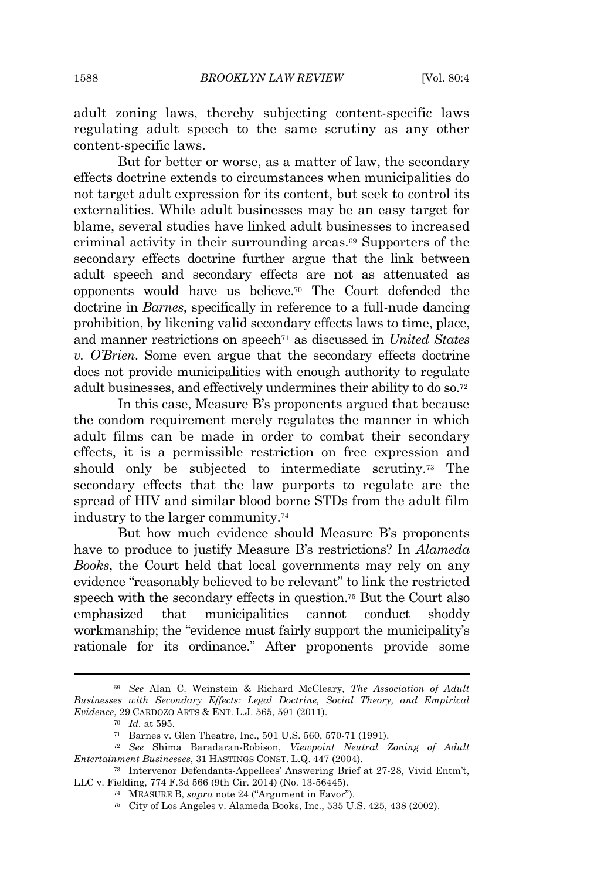adult zoning laws, thereby subjecting content-specific laws regulating adult speech to the same scrutiny as any other content-specific laws.

But for better or worse, as a matter of law, the secondary effects doctrine extends to circumstances when municipalities do not target adult expression for its content, but seek to control its externalities. While adult businesses may be an easy target for blame, several studies have linked adult businesses to increased criminal activity in their surrounding areas.[69] Supporters of the secondary effects doctrine further argue that the link between adult speech and secondary effects are not as attenuated as opponents would have us believe.[70] The Court defended the doctrine in *Barnes*, specifically in reference to a full-nude dancing prohibition, by likening valid secondary effects laws to time, place, and manner restrictions on speech[71] as discussed in *United States v. O'Brien*. Some even argue that the secondary effects doctrine does not provide municipalities with enough authority to regulate adult businesses, and effectively undermines their ability to do so.[72]

In this case, Measure B's proponents argued that because the condom requirement merely regulates the manner in which adult films can be made in order to combat their secondary effects, it is a permissible restriction on free expression and should only be subjected to intermediate scrutiny.[73] The secondary effects that the law purports to regulate are the spread of HIV and similar blood borne STDs from the adult film industry to the larger community.[74]

But how much evidence should Measure B's proponents have to produce to justify Measure B's restrictions? In *Alameda Books*, the Court held that local governments may rely on any evidence "reasonably believed to be relevant" to link the restricted speech with the secondary effects in question.[75] But the Court also emphasized that municipalities cannot conduct shoddy workmanship; the "evidence must fairly support the municipality's rationale for its ordinance." After proponents provide some

---

[69] *See* Alan C. Weinstein & Richard McCleary, *The Association of Adult Businesses with Secondary Effects: Legal Doctrine, Social Theory, and Empirical Evidence*, 29 CARDOZO ARTS & ENT. L.J. 565, 591 (2011).

[70] *Id.* at 595.

[71] Barnes v. Glen Theatre, Inc., 501 U.S. 560, 570-71 (1991).

[72] *See* Shima Baradaran-Robison, *Viewpoint Neutral Zoning of Adult Entertainment Businesses*, 31 HASTINGS CONST. L.Q. 447 (2004).

[73] Intervenor Defendants-Appellees' Answering Brief at 27-28, Vivid Entm't, LLC v. Fielding, 774 F.3d 566 (9th Cir. 2014) (No. 13-56445).

[74] MEASURE B, *supra* note 24 ("Argument in Favor").

[75] City of Los Angeles v. Alameda Books, Inc., 535 U.S. 425, 438 (2002).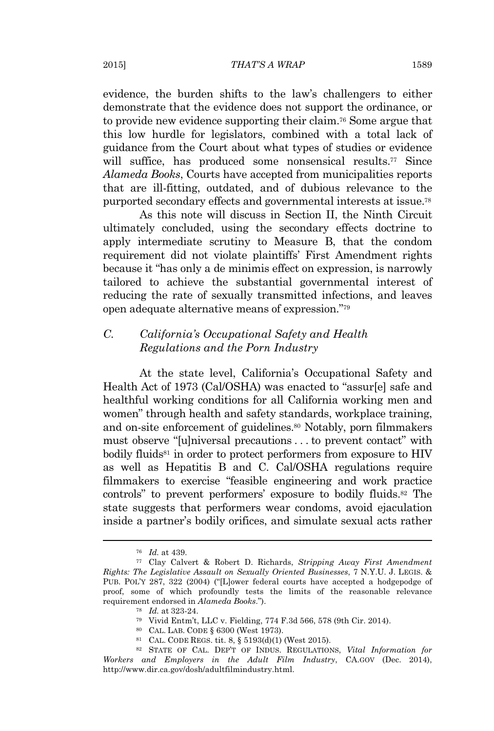evidence, the burden shifts to the law's challengers to either demonstrate that the evidence does not support the ordinance, or to provide new evidence supporting their claim.[76] Some argue that this low hurdle for legislators, combined with a total lack of guidance from the Court about what types of studies or evidence will suffice, has produced some nonsensical results.[77] Since *Alameda Books*, Courts have accepted from municipalities reports that are ill-fitting, outdated, and of dubious relevance to the purported secondary effects and governmental interests at issue.[78]

As this note will discuss in Section II, the Ninth Circuit ultimately concluded, using the secondary effects doctrine to apply intermediate scrutiny to Measure B, that the condom requirement did not violate plaintiffs' First Amendment rights because it "has only a de minimis effect on expression, is narrowly tailored to achieve the substantial governmental interest of reducing the rate of sexually transmitted infections, and leaves open adequate alternative means of expression."[79]

### C. *California's Occupational Safety and Health Regulations and the Porn Industry*

At the state level, California's Occupational Safety and Health Act of 1973 (Cal/OSHA) was enacted to "assur[e] safe and healthful working conditions for all California working men and women" through health and safety standards, workplace training, and on-site enforcement of guidelines.[80] Notably, porn filmmakers must observe "[u]niversal precautions . . . to prevent contact" with bodily fluids[81] in order to protect performers from exposure to HIV as well as Hepatitis B and C. Cal/OSHA regulations require filmmakers to exercise "feasible engineering and work practice controls" to prevent performers' exposure to bodily fluids.[82] The state suggests that performers wear condoms, avoid ejaculation inside a partner's bodily orifices, and simulate sexual acts rather

---

[76] *Id.* at 439.

[77] Clay Calvert & Robert D. Richards, *Stripping Away First Amendment Rights: The Legislative Assault on Sexually Oriented Businesses*, 7 N.Y.U. J. LEGIS. & PUB. POL'Y 287, 322 (2004) ("[L]ower federal courts have accepted a hodgepodge of proof, some of which profoundly tests the limits of the reasonable relevance requirement endorsed in *Alameda Books*.").

[78] *Id.* at 323-24.

[79] Vivid Entm't, LLC v. Fielding, 774 F.3d 566, 578 (9th Cir. 2014).

[80] CAL. LAB. CODE § 6300 (West 1973).

[81] CAL. CODE REGS. tit. 8, § 5193(d)(1) (West 2015).

[82] STATE OF CAL. DEP'T OF INDUS. REGULATIONS, *Vital Information for Workers and Employers in the Adult Film Industry*, CA.GOV (Dec. 2014), http://www.dir.ca.gov/dosh/adultfilmindustry.html.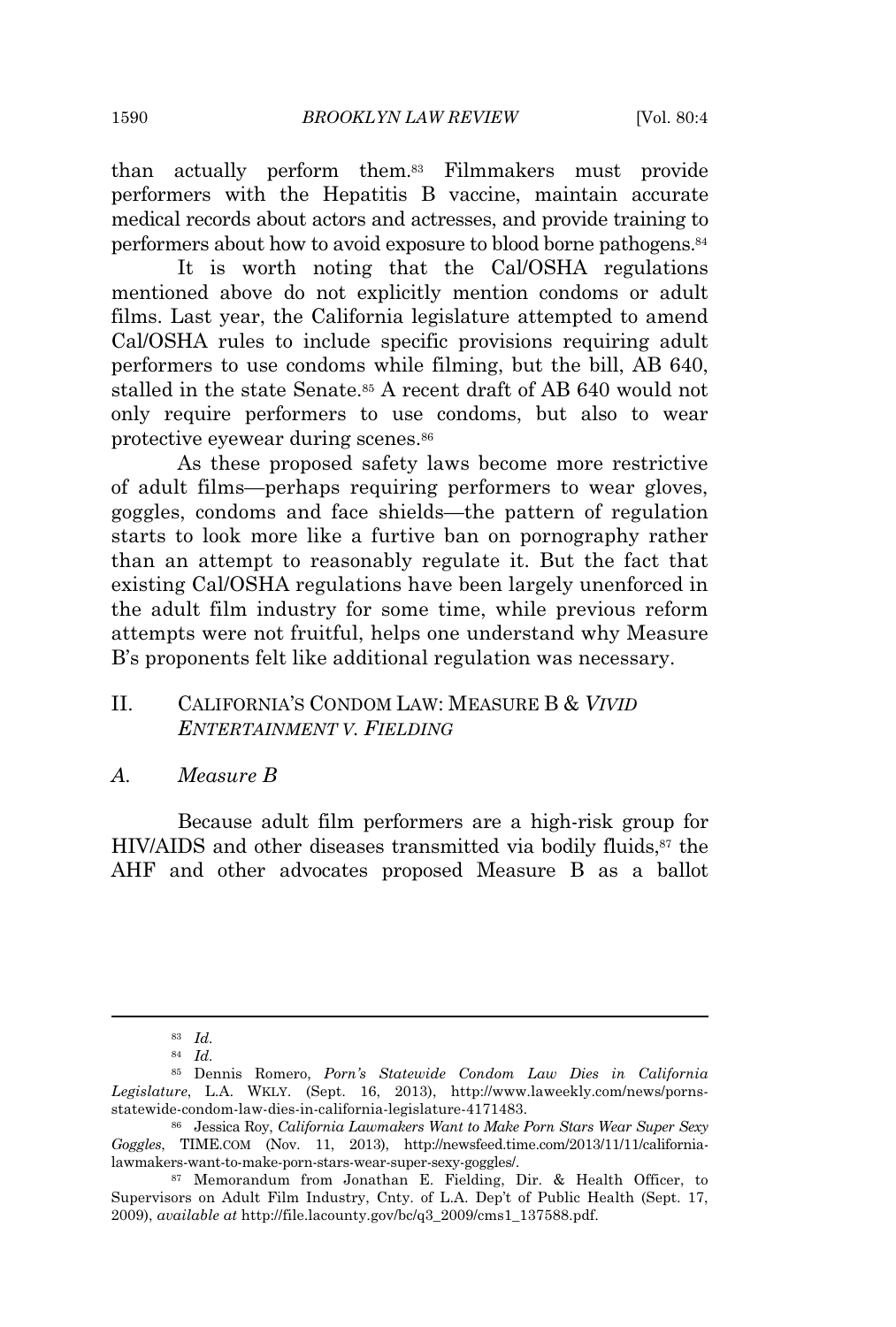than actually perform them.[83] Filmmakers must provide performers with the Hepatitis B vaccine, maintain accurate medical records about actors and actresses, and provide training to performers about how to avoid exposure to blood borne pathogens.[84]

It is worth noting that the Cal/OSHA regulations mentioned above do not explicitly mention condoms or adult films. Last year, the California legislature attempted to amend Cal/OSHA rules to include specific provisions requiring adult performers to use condoms while filming, but the bill, AB 640, stalled in the state Senate.[85] A recent draft of AB 640 would not only require performers to use condoms, but also to wear protective eyewear during scenes.[86]

As these proposed safety laws become more restrictive of adult films—perhaps requiring performers to wear gloves, goggles, condoms and face shields—the pattern of regulation starts to look more like a furtive ban on pornography rather than an attempt to reasonably regulate it. But the fact that existing Cal/OSHA regulations have been largely unenforced in the adult film industry for some time, while previous reform attempts were not fruitful, helps one understand why Measure B's proponents felt like additional regulation was necessary.

## II. CALIFORNIA'S CONDOM LAW: MEASURE B & *VIVID ENTERTAINMENT V. FIELDING*

### *A. Measure B*

Because adult film performers are a high-risk group for HIV/AIDS and other diseases transmitted via bodily fluids,[87] the AHF and other advocates proposed Measure B as a ballot

---

[83] *Id.*

[84] *Id.*

[85] Dennis Romero, *Porn's Statewide Condom Law Dies in California Legislature*, L.A. WKLY. (Sept. 16, 2013), http://www.laweekly.com/news/porns-statewide-condom-law-dies-in-california-legislature-4171483.

[86] Jessica Roy, *California Lawmakers Want to Make Porn Stars Wear Super Sexy Goggles*, TIME.COM (Nov. 11, 2013), http://newsfeed.time.com/2013/11/11/california-lawmakers-want-to-make-porn-stars-wear-super-sexy-goggles/.

[87] Memorandum from Jonathan E. Fielding, Dir. & Health Officer, to Supervisors on Adult Film Industry, Cnty. of L.A. Dep't of Public Health (Sept. 17, 2009), *available at* http://file.lacounty.gov/bc/q3_2009/cms1_137588.pdf.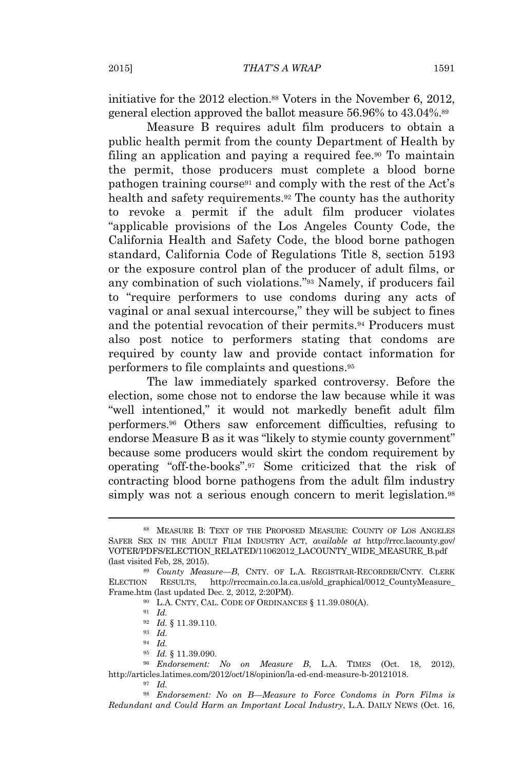initiative for the 2012 election.[88] Voters in the November 6, 2012, general election approved the ballot measure 56.96% to 43.04%.[89]

Measure B requires adult film producers to obtain a public health permit from the county Department of Health by filing an application and paying a required fee.[90] To maintain the permit, those producers must complete a blood borne pathogen training course[91] and comply with the rest of the Act's health and safety requirements.[92] The county has the authority to revoke a permit if the adult film producer violates "applicable provisions of the Los Angeles County Code, the California Health and Safety Code, the blood borne pathogen standard, California Code of Regulations Title 8, section 5193 or the exposure control plan of the producer of adult films, or any combination of such violations."[93] Namely, if producers fail to "require performers to use condoms during any acts of vaginal or anal sexual intercourse," they will be subject to fines and the potential revocation of their permits.[94] Producers must also post notice to performers stating that condoms are required by county law and provide contact information for performers to file complaints and questions.[95]

The law immediately sparked controversy. Before the election, some chose not to endorse the law because while it was "well intentioned," it would not markedly benefit adult film performers.[96] Others saw enforcement difficulties, refusing to endorse Measure B as it was "likely to stymie county government" because some producers would skirt the condom requirement by operating "off-the-books".[97] Some criticized that the risk of contracting blood borne pathogens from the adult film industry simply was not a serious enough concern to merit legislation.[98]

---

[88] MEASURE B: TEXT OF THE PROPOSED MEASURE: COUNTY OF LOS ANGELES SAFER SEX IN THE ADULT FILM INDUSTRY ACT, *available at* http://rrcc.lacounty.gov/VOTER/PDFS/ELECTION_RELATED/11062012_LACOUNTY_WIDE_MEASURE_B.pdf (last visited Feb, 28, 2015).

[89] *County Measure—B*, CNTY. OF L.A. REGISTRAR-RECORDER/CNTY. CLERK ELECTION RESULTS, http://rrccmain.co.la.ca.us/old_graphical/0012_CountyMeasure_Frame.htm (last updated Dec. 2, 2012, 2:20PM).

[90] L.A. CNTY, CAL. CODE OF ORDINANCES § 11.39.080(A).

[91] *Id.*

[92] *Id.* § 11.39.110.

[93] *Id.*

[94] *Id.*

[95] *Id.* § 11.39.090.

[96] *Endorsement: No on Measure B*, L.A. TIMES (Oct. 18, 2012), http://articles.latimes.com/2012/oct/18/opinion/la-ed-end-measure-b-20121018.

[97] *Id.*

[98] *Endorsement: No on B—Measure to Force Condoms in Porn Films is Redundant and Could Harm an Important Local Industry*, L.A. DAILY NEWS (Oct. 16,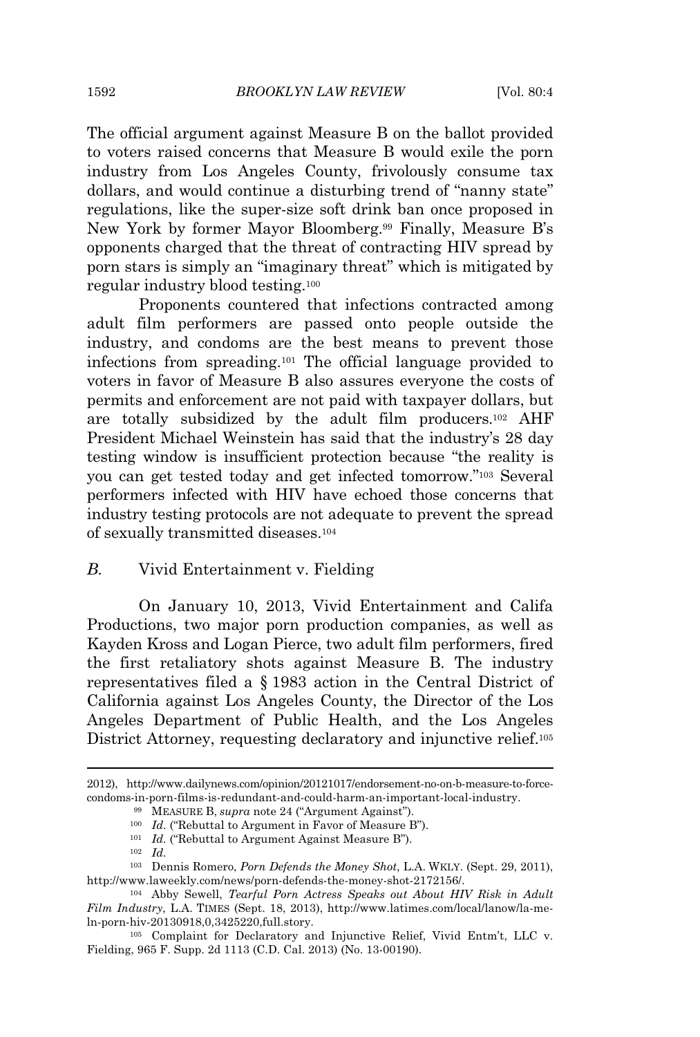The official argument against Measure B on the ballot provided to voters raised concerns that Measure B would exile the porn industry from Los Angeles County, frivolously consume tax dollars, and would continue a disturbing trend of "nanny state" regulations, like the super-size soft drink ban once proposed in New York by former Mayor Bloomberg.[99] Finally, Measure B's opponents charged that the threat of contracting HIV spread by porn stars is simply an "imaginary threat" which is mitigated by regular industry blood testing.[100]

Proponents countered that infections contracted among adult film performers are passed onto people outside the industry, and condoms are the best means to prevent those infections from spreading.[101] The official language provided to voters in favor of Measure B also assures everyone the costs of permits and enforcement are not paid with taxpayer dollars, but are totally subsidized by the adult film producers.[102] AHF President Michael Weinstein has said that the industry's 28 day testing window is insufficient protection because "the reality is you can get tested today and get infected tomorrow."[103] Several performers infected with HIV have echoed those concerns that industry testing protocols are not adequate to prevent the spread of sexually transmitted diseases.[104]

### *B.* Vivid Entertainment v. Fielding

On January 10, 2013, Vivid Entertainment and Califa Productions, two major porn production companies, as well as Kayden Kross and Logan Pierce, two adult film performers, fired the first retaliatory shots against Measure B. The industry representatives filed a § 1983 action in the Central District of California against Los Angeles County, the Director of the Los Angeles Department of Public Health, and the Los Angeles District Attorney, requesting declaratory and injunctive relief.[105]

---

2012), http://www.dailynews.com/opinion/20121017/endorsement-no-on-b-measure-to-force-condoms-in-porn-films-is-redundant-and-could-harm-an-important-local-industry.

[99] MEASURE B, *supra* note 24 ("Argument Against").

[100] *Id.* ("Rebuttal to Argument in Favor of Measure B").

[101] *Id.* ("Rebuttal to Argument Against Measure B").

[102] *Id.*

[103] Dennis Romero, *Porn Defends the Money Shot*, L.A. WKLY. (Sept. 29, 2011), http://www.laweekly.com/news/porn-defends-the-money-shot-2172156/.

[104] Abby Sewell, *Tearful Porn Actress Speaks out About HIV Risk in Adult Film Industry*, L.A. TIMES (Sept. 18, 2013), http://www.latimes.com/local/lanow/la-me-ln-porn-hiv-20130918,0,3425220,full.story.

[105] Complaint for Declaratory and Injunctive Relief, Vivid Entm't, LLC v. Fielding, 965 F. Supp. 2d 1113 (C.D. Cal. 2013) (No. 13-00190).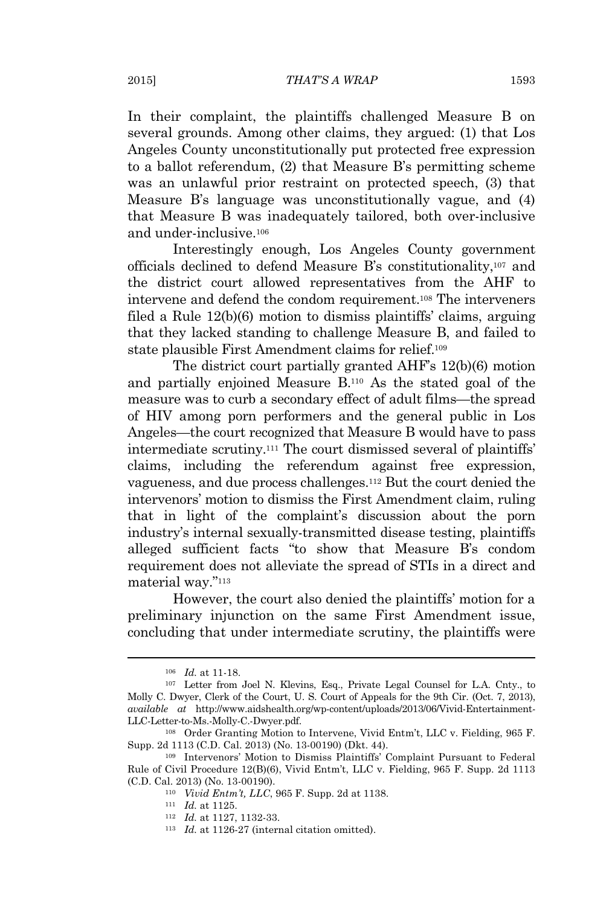In their complaint, the plaintiffs challenged Measure B on several grounds. Among other claims, they argued: (1) that Los Angeles County unconstitutionally put protected free expression to a ballot referendum, (2) that Measure B's permitting scheme was an unlawful prior restraint on protected speech, (3) that Measure B's language was unconstitutionally vague, and (4) that Measure B was inadequately tailored, both over-inclusive and under-inclusive.[106]

Interestingly enough, Los Angeles County government officials declined to defend Measure B's constitutionality,[107] and the district court allowed representatives from the AHF to intervene and defend the condom requirement.[108] The interveners filed a Rule 12(b)(6) motion to dismiss plaintiffs' claims, arguing that they lacked standing to challenge Measure B, and failed to state plausible First Amendment claims for relief.[109]

The district court partially granted AHF's 12(b)(6) motion and partially enjoined Measure B.[110] As the stated goal of the measure was to curb a secondary effect of adult films—the spread of HIV among porn performers and the general public in Los Angeles—the court recognized that Measure B would have to pass intermediate scrutiny.[111] The court dismissed several of plaintiffs' claims, including the referendum against free expression, vagueness, and due process challenges.[112] But the court denied the intervenors' motion to dismiss the First Amendment claim, ruling that in light of the complaint's discussion about the porn industry's internal sexually-transmitted disease testing, plaintiffs alleged sufficient facts "to show that Measure B's condom requirement does not alleviate the spread of STIs in a direct and material way."[113]

However, the court also denied the plaintiffs' motion for a preliminary injunction on the same First Amendment issue, concluding that under intermediate scrutiny, the plaintiffs were

---

[106] *Id.* at 11-18.

[107] Letter from Joel N. Klevins, Esq., Private Legal Counsel for L.A. Cnty., to Molly C. Dwyer, Clerk of the Court, U. S. Court of Appeals for the 9th Cir. (Oct. 7, 2013), *available at* http://www.aidshealth.org/wp-content/uploads/2013/06/Vivid-Entertainment-LLC-Letter-to-Ms.-Molly-C.-Dwyer.pdf.

[108] Order Granting Motion to Intervene, Vivid Entm't, LLC v. Fielding, 965 F. Supp. 2d 1113 (C.D. Cal. 2013) (No. 13-00190) (Dkt. 44).

[109] Intervenors' Motion to Dismiss Plaintiffs' Complaint Pursuant to Federal Rule of Civil Procedure 12(B)(6), Vivid Entm't, LLC v. Fielding, 965 F. Supp. 2d 1113 (C.D. Cal. 2013) (No. 13-00190).

[110] *Vivid Entm't, LLC*, 965 F. Supp. 2d at 1138.

[111] *Id.* at 1125.

[112] *Id.* at 1127, 1132-33.

[113] *Id.* at 1126-27 (internal citation omitted).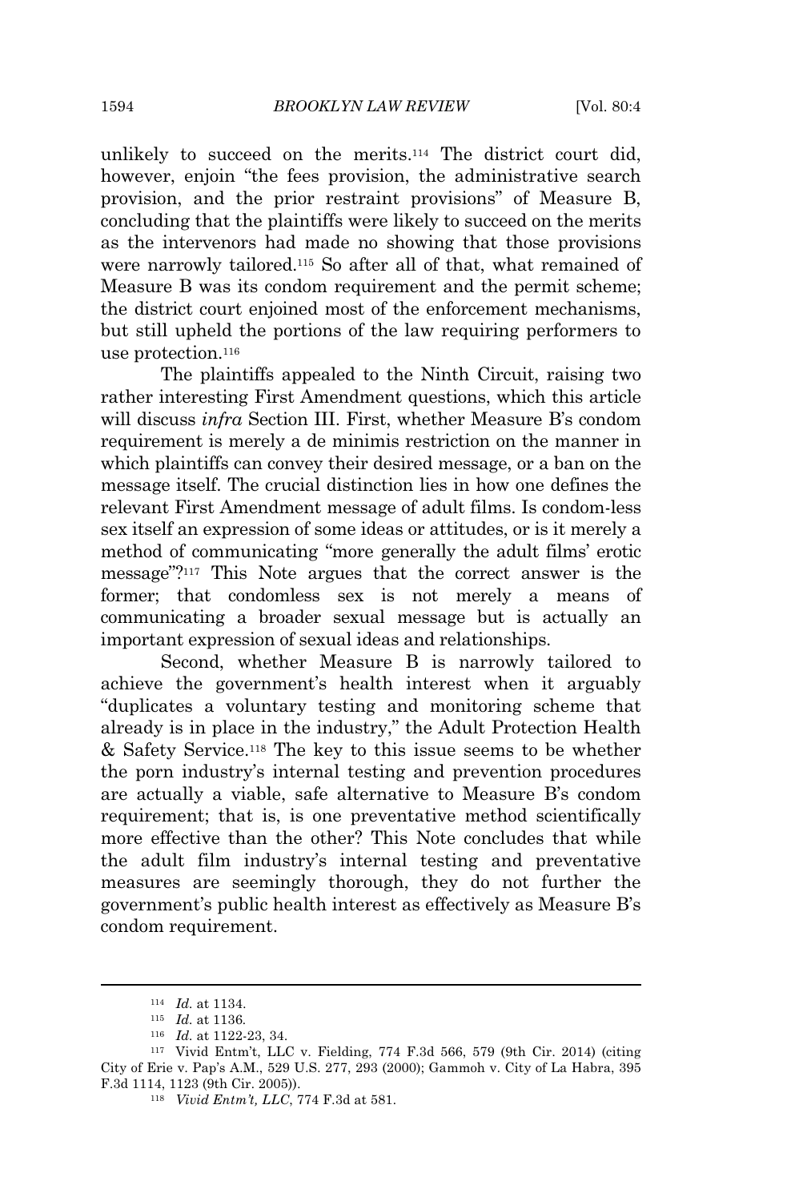unlikely to succeed on the merits.[114] The district court did, however, enjoin "the fees provision, the administrative search provision, and the prior restraint provisions" of Measure B, concluding that the plaintiffs were likely to succeed on the merits as the intervenors had made no showing that those provisions were narrowly tailored.[115] So after all of that, what remained of Measure B was its condom requirement and the permit scheme; the district court enjoined most of the enforcement mechanisms, but still upheld the portions of the law requiring performers to use protection.[116]

The plaintiffs appealed to the Ninth Circuit, raising two rather interesting First Amendment questions, which this article will discuss *infra* Section III. First, whether Measure B's condom requirement is merely a de minimis restriction on the manner in which plaintiffs can convey their desired message, or a ban on the message itself. The crucial distinction lies in how one defines the relevant First Amendment message of adult films. Is condom-less sex itself an expression of some ideas or attitudes, or is it merely a method of communicating "more generally the adult films' erotic message"?[117] This Note argues that the correct answer is the former; that condomless sex is not merely a means of communicating a broader sexual message but is actually an important expression of sexual ideas and relationships.

Second, whether Measure B is narrowly tailored to achieve the government's health interest when it arguably "duplicates a voluntary testing and monitoring scheme that already is in place in the industry," the Adult Protection Health & Safety Service.[118] The key to this issue seems to be whether the porn industry's internal testing and prevention procedures are actually a viable, safe alternative to Measure B's condom requirement; that is, is one preventative method scientifically more effective than the other? This Note concludes that while the adult film industry's internal testing and preventative measures are seemingly thorough, they do not further the government's public health interest as effectively as Measure B's condom requirement.

---

[114] *Id.* at 1134.

[115] *Id.* at 1136.

[116] *Id.* at 1122-23, 34.

[117] Vivid Entm't, LLC v. Fielding, 774 F.3d 566, 579 (9th Cir. 2014) (citing City of Erie v. Pap's A.M., 529 U.S. 277, 293 (2000); Gammoh v. City of La Habra, 395 F.3d 1114, 1123 (9th Cir. 2005)).

[118] *Vivid Entm't, LLC*, 774 F.3d at 581.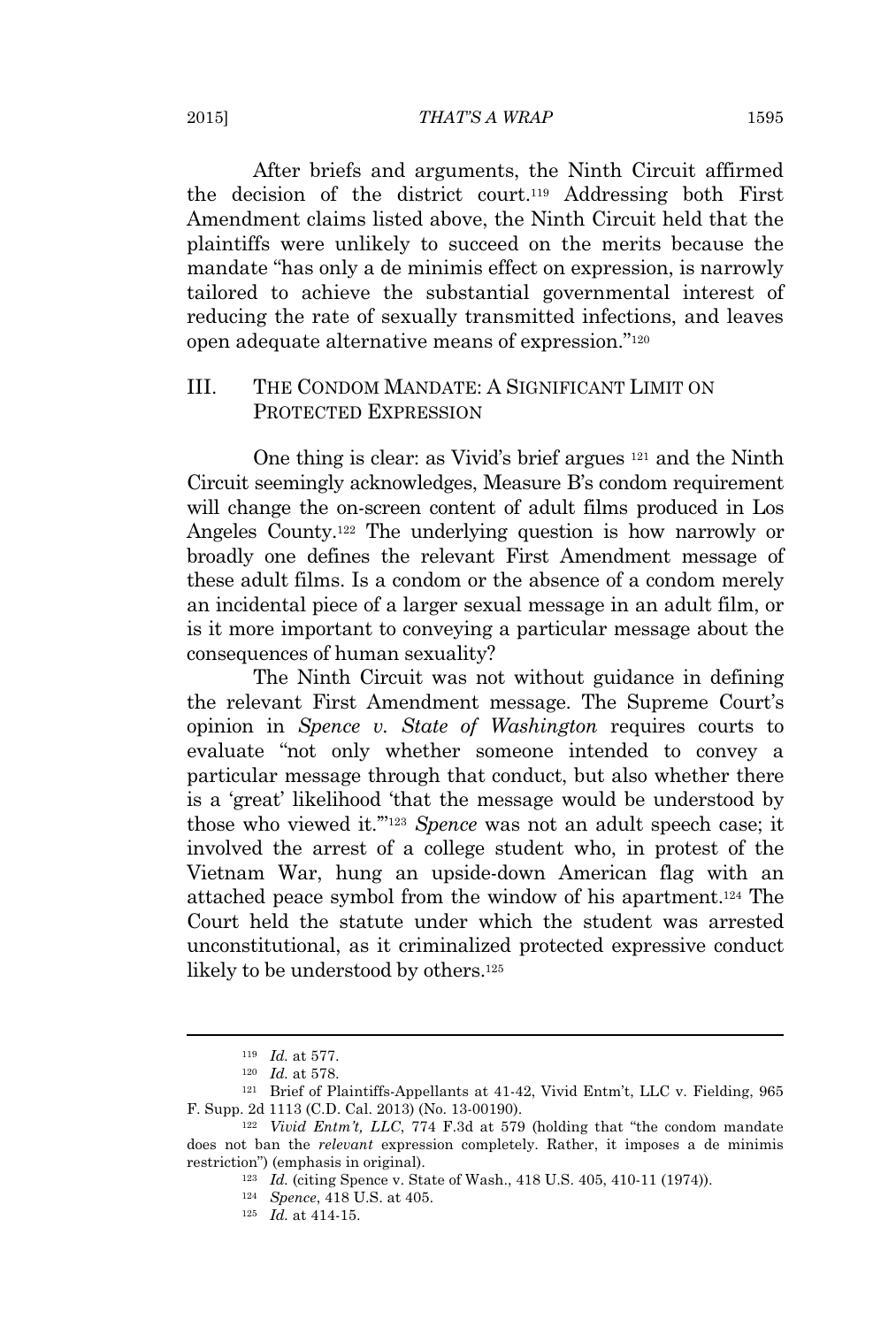After briefs and arguments, the Ninth Circuit affirmed the decision of the district court.[119] Addressing both First Amendment claims listed above, the Ninth Circuit held that the plaintiffs were unlikely to succeed on the merits because the mandate "has only a de minimis effect on expression, is narrowly tailored to achieve the substantial governmental interest of reducing the rate of sexually transmitted infections, and leaves open adequate alternative means of expression."[120]

## III. THE CONDOM MANDATE: A SIGNIFICANT LIMIT ON PROTECTED EXPRESSION

One thing is clear: as Vivid's brief argues [121] and the Ninth Circuit seemingly acknowledges, Measure B's condom requirement will change the on-screen content of adult films produced in Los Angeles County.[122] The underlying question is how narrowly or broadly one defines the relevant First Amendment message of these adult films. Is a condom or the absence of a condom merely an incidental piece of a larger sexual message in an adult film, or is it more important to conveying a particular message about the consequences of human sexuality?

The Ninth Circuit was not without guidance in defining the relevant First Amendment message. The Supreme Court's opinion in *Spence v. State of Washington* requires courts to evaluate "not only whether someone intended to convey a particular message through that conduct, but also whether there is a 'great' likelihood 'that the message would be understood by those who viewed it.'"[123] *Spence* was not an adult speech case; it involved the arrest of a college student who, in protest of the Vietnam War, hung an upside-down American flag with an attached peace symbol from the window of his apartment.[124] The Court held the statute under which the student was arrested unconstitutional, as it criminalized protected expressive conduct likely to be understood by others.[125]

---

[119] *Id.* at 577.

[120] *Id.* at 578.

[121] Brief of Plaintiffs-Appellants at 41-42, Vivid Entm't, LLC v. Fielding, 965 F. Supp. 2d 1113 (C.D. Cal. 2013) (No. 13-00190).

[122] *Vivid Entm't, LLC*, 774 F.3d at 579 (holding that "the condom mandate does not ban the *relevant* expression completely. Rather, it imposes a de minimis restriction") (emphasis in original).

[123] *Id.* (citing Spence v. State of Wash., 418 U.S. 405, 410-11 (1974)).

[124] *Spence*, 418 U.S. at 405.

[125] *Id.* at 414-15.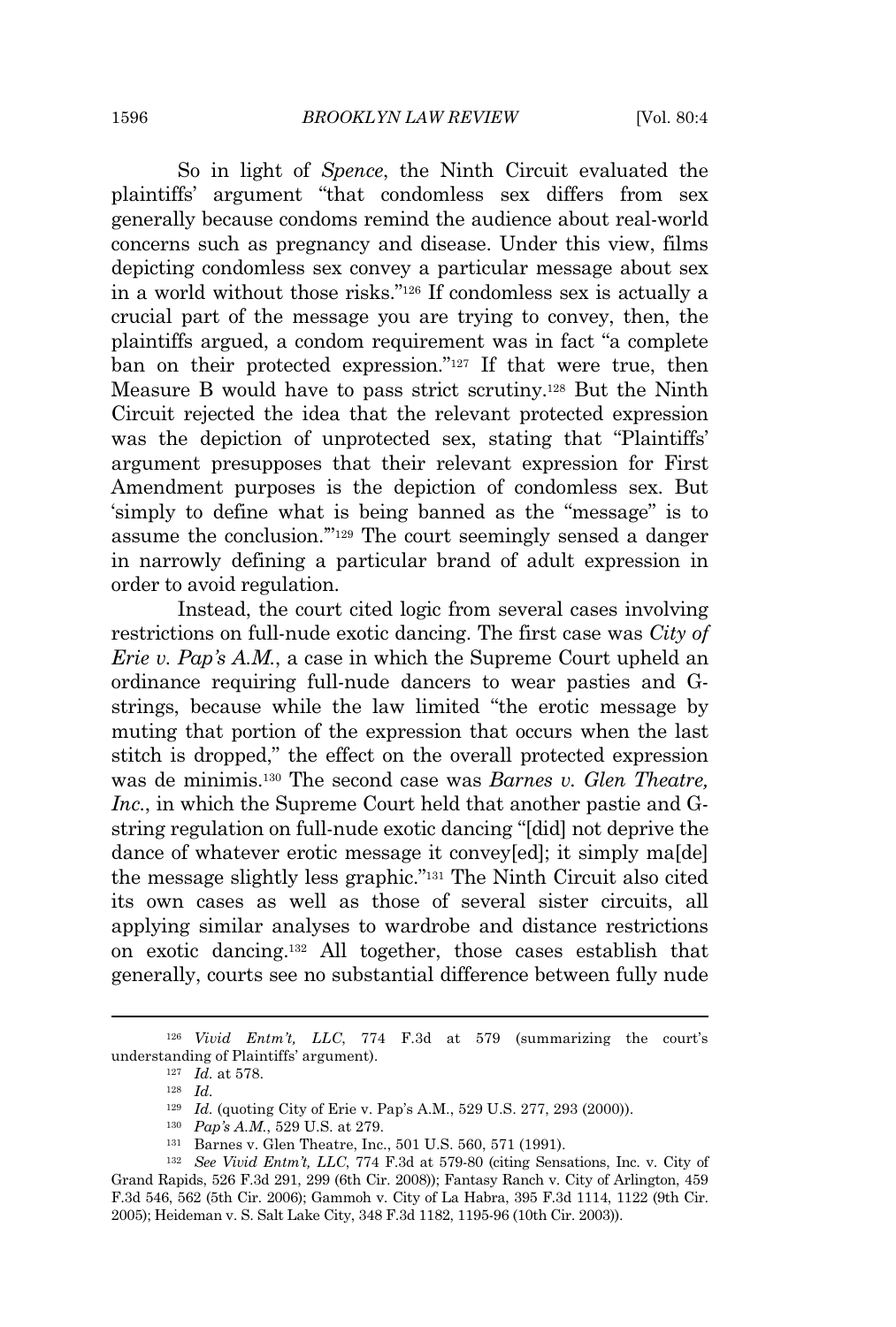So in light of *Spence*, the Ninth Circuit evaluated the plaintiffs' argument "that condomless sex differs from sex generally because condoms remind the audience about real-world concerns such as pregnancy and disease. Under this view, films depicting condomless sex convey a particular message about sex in a world without those risks."[126] If condomless sex is actually a crucial part of the message you are trying to convey, then, the plaintiffs argued, a condom requirement was in fact "a complete ban on their protected expression."[127] If that were true, then Measure B would have to pass strict scrutiny.[128] But the Ninth Circuit rejected the idea that the relevant protected expression was the depiction of unprotected sex, stating that "Plaintiffs' argument presupposes that their relevant expression for First Amendment purposes is the depiction of condomless sex. But 'simply to define what is being banned as the "message" is to assume the conclusion.'"[129] The court seemingly sensed a danger in narrowly defining a particular brand of adult expression in order to avoid regulation.

Instead, the court cited logic from several cases involving restrictions on full-nude exotic dancing. The first case was *City of Erie v. Pap's A.M.*, a case in which the Supreme Court upheld an ordinance requiring full-nude dancers to wear pasties and G-strings, because while the law limited "the erotic message by muting that portion of the expression that occurs when the last stitch is dropped," the effect on the overall protected expression was de minimis.[130] The second case was *Barnes v. Glen Theatre, Inc.*, in which the Supreme Court held that another pastie and G-string regulation on full-nude exotic dancing "[did] not deprive the dance of whatever erotic message it convey[ed]; it simply ma[de] the message slightly less graphic."[131] The Ninth Circuit also cited its own cases as well as those of several sister circuits, all applying similar analyses to wardrobe and distance restrictions on exotic dancing.[132] All together, those cases establish that generally, courts see no substantial difference between fully nude

---

[126] *Vivid Entm't, LLC*, 774 F.3d at 579 (summarizing the court's understanding of Plaintiffs' argument).

[127] *Id.* at 578.

[128] *Id.*

[129] *Id.* (quoting City of Erie v. Pap's A.M., 529 U.S. 277, 293 (2000)).

[130] *Pap's A.M.*, 529 U.S. at 279.

[131] Barnes v. Glen Theatre, Inc., 501 U.S. 560, 571 (1991).

[132] *See Vivid Entm't, LLC*, 774 F.3d at 579-80 (citing Sensations, Inc. v. City of Grand Rapids, 526 F.3d 291, 299 (6th Cir. 2008)); Fantasy Ranch v. City of Arlington, 459 F.3d 546, 562 (5th Cir. 2006); Gammoh v. City of La Habra, 395 F.3d 1114, 1122 (9th Cir. 2005); Heideman v. S. Salt Lake City, 348 F.3d 1182, 1195-96 (10th Cir. 2003)).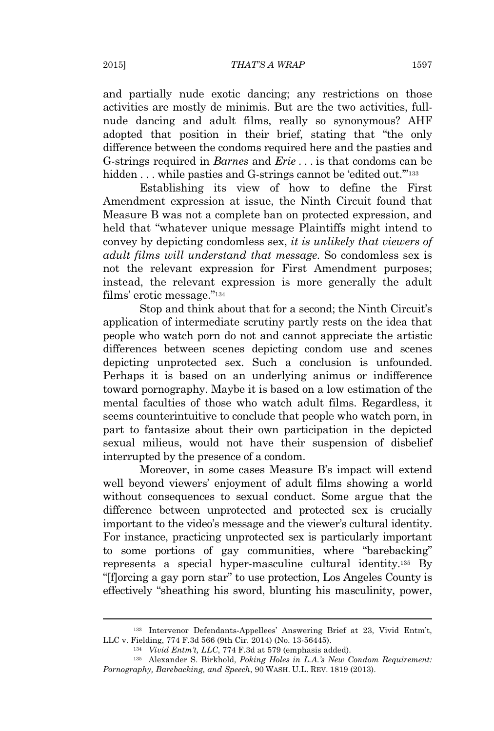and partially nude exotic dancing; any restrictions on those activities are mostly de minimis. But are the two activities, full-nude dancing and adult films, really so synonymous? AHF adopted that position in their brief, stating that "the only difference between the condoms required here and the pasties and G-strings required in *Barnes* and *Erie* . . . is that condoms can be hidden . . . while pasties and G-strings cannot be 'edited out.'"[133]

Establishing its view of how to define the First Amendment expression at issue, the Ninth Circuit found that Measure B was not a complete ban on protected expression, and held that "whatever unique message Plaintiffs might intend to convey by depicting condomless sex, *it is unlikely that viewers of adult films will understand that message*. So condomless sex is not the relevant expression for First Amendment purposes; instead, the relevant expression is more generally the adult films' erotic message."[134]

Stop and think about that for a second; the Ninth Circuit's application of intermediate scrutiny partly rests on the idea that people who watch porn do not and cannot appreciate the artistic differences between scenes depicting condom use and scenes depicting unprotected sex. Such a conclusion is unfounded. Perhaps it is based on an underlying animus or indifference toward pornography. Maybe it is based on a low estimation of the mental faculties of those who watch adult films. Regardless, it seems counterintuitive to conclude that people who watch porn, in part to fantasize about their own participation in the depicted sexual milieus, would not have their suspension of disbelief interrupted by the presence of a condom.

Moreover, in some cases Measure B's impact will extend well beyond viewers' enjoyment of adult films showing a world without consequences to sexual conduct. Some argue that the difference between unprotected and protected sex is crucially important to the video's message and the viewer's cultural identity. For instance, practicing unprotected sex is particularly important to some portions of gay communities, where "barebacking" represents a special hyper-masculine cultural identity.[135] By "[f]orcing a gay porn star" to use protection, Los Angeles County is effectively "sheathing his sword, blunting his masculinity, power,

---

[133] Intervenor Defendants-Appellees' Answering Brief at 23, Vivid Entm't, LLC v. Fielding, 774 F.3d 566 (9th Cir. 2014) (No. 13-56445).

[134] *Vivid Entm't, LLC*, 774 F.3d at 579 (emphasis added).

[135] Alexander S. Birkhold, *Poking Holes in L.A.'s New Condom Requirement: Pornography, Barebacking, and Speech*, 90 WASH. U.L. REV. 1819 (2013).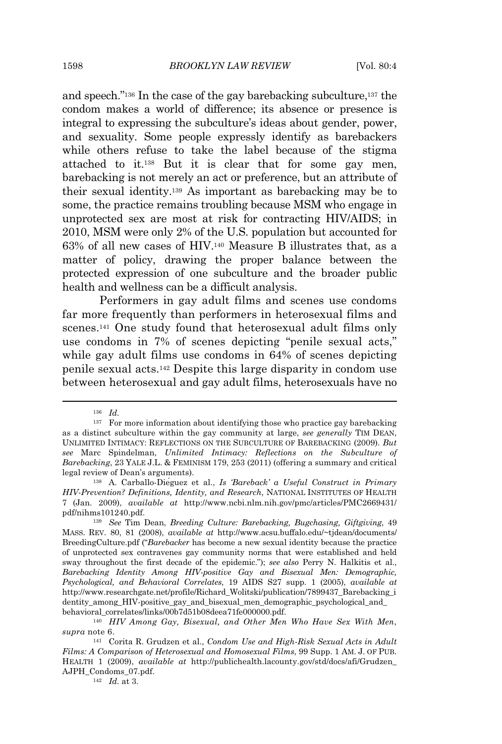and speech."[136] In the case of the gay barebacking subculture,[137] the condom makes a world of difference; its absence or presence is integral to expressing the subculture's ideas about gender, power, and sexuality. Some people expressly identify as barebackers while others refuse to take the label because of the stigma attached to it.[138] But it is clear that for some gay men, barebacking is not merely an act or preference, but an attribute of their sexual identity.[139] As important as barebacking may be to some, the practice remains troubling because MSM who engage in unprotected sex are most at risk for contracting HIV/AIDS; in 2010, MSM were only 2% of the U.S. population but accounted for 63% of all new cases of HIV.[140] Measure B illustrates that, as a matter of policy, drawing the proper balance between the protected expression of one subculture and the broader public health and wellness can be a difficult analysis.

Performers in gay adult films and scenes use condoms far more frequently than performers in heterosexual films and scenes.[141] One study found that heterosexual adult films only use condoms in 7% of scenes depicting "penile sexual acts," while gay adult films use condoms in 64% of scenes depicting penile sexual acts.[142] Despite this large disparity in condom use between heterosexual and gay adult films, heterosexuals have no

---

[136] *Id.*

[137] For more information about identifying those who practice gay barebacking as a distinct subculture within the gay community at large, *see generally* TIM DEAN, UNLIMITED INTIMACY: REFLECTIONS ON THE SUBCULTURE OF BAREBACKING (2009). *But see* Marc Spindelman, *Unlimited Intimacy: Reflections on the Subculture of Barebacking*, 23 YALE J.L. & FEMINISM 179, 253 (2011) (offering a summary and critical legal review of Dean's arguments).

[138] A. Carballo-Diéguez et al., *Is 'Bareback' a Useful Construct in Primary HIV-Prevention? Definitions, Identity, and Research*, NATIONAL INSTITUTES OF HEALTH 7 (Jan. 2009), *available at* http://www.ncbi.nlm.nih.gov/pmc/articles/PMC2669431/pdf/nihms101240.pdf.

[139] *See* Tim Dean, *Breeding Culture: Barebacking, Bugchasing, Giftgiving*, 49 MASS. REV. 80, 81 (2008), *available at* http://www.acsu.buffalo.edu/~tjdean/documents/BreedingCulture.pdf ("*Barebacker* has become a new sexual identity because the practice of unprotected sex contravenes gay community norms that were established and held sway throughout the first decade of the epidemic."); *see also* Perry N. Halkitis et al., *Barebacking Identity Among HIV-positive Gay and Bisexual Men: Demographic, Psychological, and Behavioral Correlates*, 19 AIDS S27 supp. 1 (2005), *available at* http://www.researchgate.net/profile/Richard_Wolitski/publication/7899437_Barebacking_identity_among_HIV-positive_gay_and_bisexual_men_demographic_psychological_and_behavioral_correlates/links/00b7d51b08deea71fe000000.pdf.

[140] *HIV Among Gay, Bisexual, and Other Men Who Have Sex With Men*, *supra* note 6.

[141] Corita R. Grudzen et al., *Condom Use and High-Risk Sexual Acts in Adult Films: A Comparison of Heterosexual and Homosexual Films*, 99 Supp. 1 AM. J. OF PUB. HEALTH 1 (2009), *available at* http://publichealth.lacounty.gov/std/docs/afi/Grudzen_AJPH_Condoms_07.pdf.

[142] *Id.* at 3.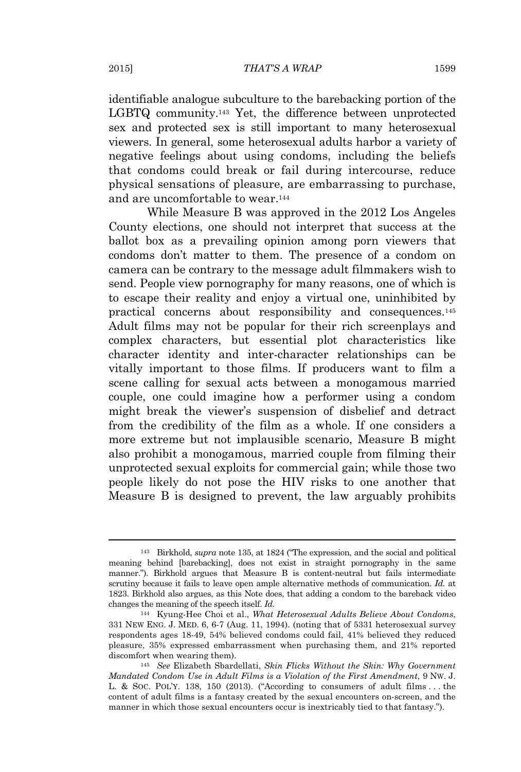identifiable analogue subculture to the barebacking portion of the LGBTQ community.[143] Yet, the difference between unprotected sex and protected sex is still important to many heterosexual viewers. In general, some heterosexual adults harbor a variety of negative feelings about using condoms, including the beliefs that condoms could break or fail during intercourse, reduce physical sensations of pleasure, are embarrassing to purchase, and are uncomfortable to wear.[144]

While Measure B was approved in the 2012 Los Angeles County elections, one should not interpret that success at the ballot box as a prevailing opinion among porn viewers that condoms don't matter to them. The presence of a condom on camera can be contrary to the message adult filmmakers wish to send. People view pornography for many reasons, one of which is to escape their reality and enjoy a virtual one, uninhibited by practical concerns about responsibility and consequences.[145] Adult films may not be popular for their rich screenplays and complex characters, but essential plot characteristics like character identity and inter-character relationships can be vitally important to those films. If producers want to film a scene calling for sexual acts between a monogamous married couple, one could imagine how a performer using a condom might break the viewer's suspension of disbelief and detract from the credibility of the film as a whole. If one considers a more extreme but not implausible scenario, Measure B might also prohibit a monogamous, married couple from filming their unprotected sexual exploits for commercial gain; while those two people likely do not pose the HIV risks to one another that Measure B is designed to prevent, the law arguably prohibits

---

[143] Birkhold, *supra* note 135, at 1824 ("The expression, and the social and political meaning behind [barebacking], does not exist in straight pornography in the same manner."). Birkhold argues that Measure B is content-neutral but fails intermediate scrutiny because it fails to leave open ample alternative methods of communication. *Id.* at 1823. Birkhold also argues, as this Note does, that adding a condom to the bareback video changes the meaning of the speech itself. *Id.*

[144] Kyung-Hee Choi et al., *What Heterosexual Adults Believe About Condoms*, 331 NEW ENG. J. MED. 6, 6-7 (Aug. 11, 1994). (noting that of 5331 heterosexual survey respondents ages 18-49, 54% believed condoms could fail, 41% believed they reduced pleasure, 35% expressed embarrassment when purchasing them, and 21% reported discomfort when wearing them).

[145] *See* Elizabeth Sbardellati, *Skin Flicks Without the Skin: Why Government Mandated Condom Use in Adult Films is a Violation of the First Amendment*, 9 NW. J. L. & SOC. POL'Y. 138, 150 (2013). ("According to consumers of adult films . . . the content of adult films is a fantasy created by the sexual encounters on-screen, and the manner in which those sexual encounters occur is inextricably tied to that fantasy.").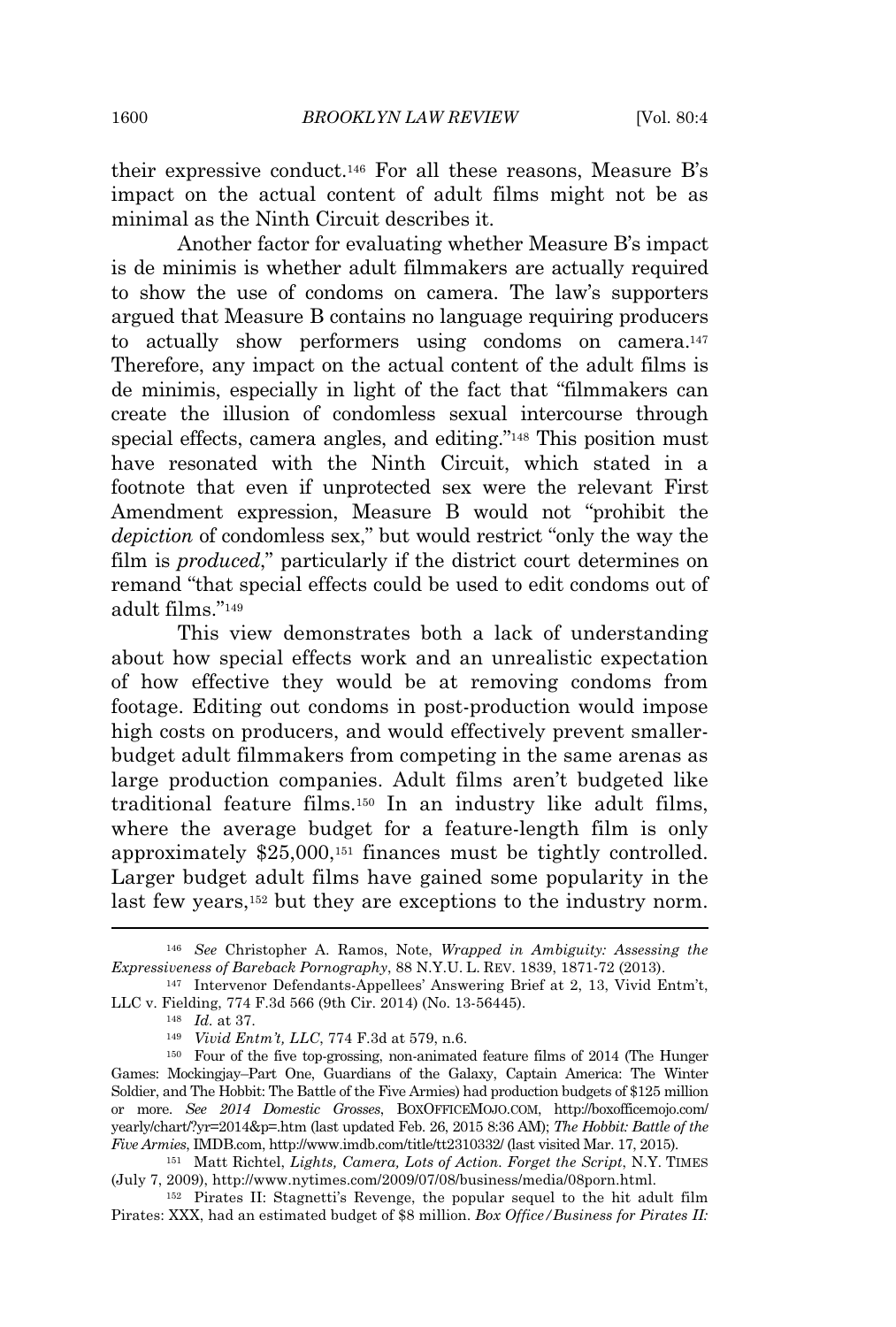their expressive conduct.[146] For all these reasons, Measure B's impact on the actual content of adult films might not be as minimal as the Ninth Circuit describes it.

Another factor for evaluating whether Measure B's impact is de minimis is whether adult filmmakers are actually required to show the use of condoms on camera. The law's supporters argued that Measure B contains no language requiring producers to actually show performers using condoms on camera.[147] Therefore, any impact on the actual content of the adult films is de minimis, especially in light of the fact that "filmmakers can create the illusion of condomless sexual intercourse through special effects, camera angles, and editing."[148] This position must have resonated with the Ninth Circuit, which stated in a footnote that even if unprotected sex were the relevant First Amendment expression, Measure B would not "prohibit the *depiction* of condomless sex," but would restrict "only the way the film is *produced*," particularly if the district court determines on remand "that special effects could be used to edit condoms out of adult films."[149]

This view demonstrates both a lack of understanding about how special effects work and an unrealistic expectation of how effective they would be at removing condoms from footage. Editing out condoms in post-production would impose high costs on producers, and would effectively prevent smaller-budget adult filmmakers from competing in the same arenas as large production companies. Adult films aren't budgeted like traditional feature films.[150] In an industry like adult films, where the average budget for a feature-length film is only approximately $25,000,[151] finances must be tightly controlled. Larger budget adult films have gained some popularity in the last few years,[152] but they are exceptions to the industry norm.

---

[146] *See* Christopher A. Ramos, Note, *Wrapped in Ambiguity: Assessing the Expressiveness of Bareback Pornography*, 88 N.Y.U. L. REV. 1839, 1871-72 (2013).

[147] Intervenor Defendants-Appellees' Answering Brief at 2, 13, Vivid Entm't, LLC v. Fielding, 774 F.3d 566 (9th Cir. 2014) (No. 13-56445).

[148] *Id.* at 37.

[149] *Vivid Entm't, LLC*, 774 F.3d at 579, n.6.

[150] Four of the five top-grossing, non-animated feature films of 2014 (The Hunger Games: Mockingjay–Part One, Guardians of the Galaxy, Captain America: The Winter Soldier, and The Hobbit: The Battle of the Five Armies) had production budgets of $125 million or more. *See 2014 Domestic Grosses*, BOXOFFICEMOJO.COM, http://boxofficemojo.com/yearly/chart/?yr=2014&p=.htm (last updated Feb. 26, 2015 8:36 AM); *The Hobbit: Battle of the Five Armies*, IMDB.com, http://www.imdb.com/title/tt2310332/ (last visited Mar. 17, 2015).

[151] Matt Richtel, *Lights, Camera, Lots of Action. Forget the Script*, N.Y. TIMES (July 7, 2009), http://www.nytimes.com/2009/07/08/business/media/08porn.html.

[152] Pirates II: Stagnetti's Revenge, the popular sequel to the hit adult film Pirates: XXX, had an estimated budget of $8 million. *Box Office/Business for Pirates II:*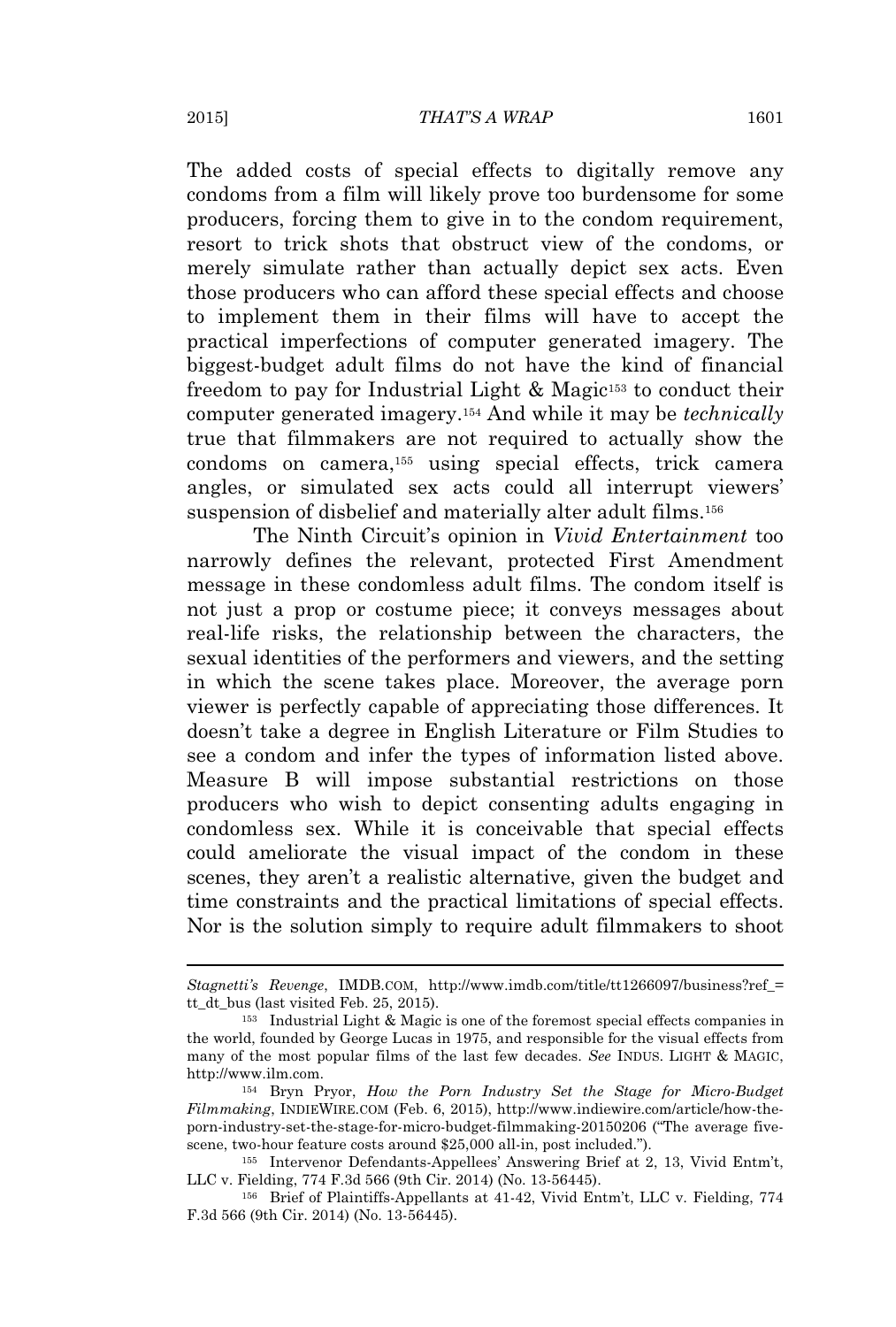The added costs of special effects to digitally remove any condoms from a film will likely prove too burdensome for some producers, forcing them to give in to the condom requirement, resort to trick shots that obstruct view of the condoms, or merely simulate rather than actually depict sex acts. Even those producers who can afford these special effects and choose to implement them in their films will have to accept the practical imperfections of computer generated imagery. The biggest-budget adult films do not have the kind of financial freedom to pay for Industrial Light & Magic[153] to conduct their computer generated imagery.[154] And while it may be *technically* true that filmmakers are not required to actually show the condoms on camera,[155] using special effects, trick camera angles, or simulated sex acts could all interrupt viewers' suspension of disbelief and materially alter adult films.[156]

The Ninth Circuit's opinion in *Vivid Entertainment* too narrowly defines the relevant, protected First Amendment message in these condomless adult films. The condom itself is not just a prop or costume piece; it conveys messages about real-life risks, the relationship between the characters, the sexual identities of the performers and viewers, and the setting in which the scene takes place. Moreover, the average porn viewer is perfectly capable of appreciating those differences. It doesn't take a degree in English Literature or Film Studies to see a condom and infer the types of information listed above. Measure B will impose substantial restrictions on those producers who wish to depict consenting adults engaging in condomless sex. While it is conceivable that special effects could ameliorate the visual impact of the condom in these scenes, they aren't a realistic alternative, given the budget and time constraints and the practical limitations of special effects. Nor is the solution simply to require adult filmmakers to shoot

---

*Stagnetti's Revenge*, IMDB.COM, http://www.imdb.com/title/tt1266097/business?ref_=tt_dt_bus (last visited Feb. 25, 2015).

[153] Industrial Light & Magic is one of the foremost special effects companies in the world, founded by George Lucas in 1975, and responsible for the visual effects from many of the most popular films of the last few decades. *See* INDUS. LIGHT & MAGIC, http://www.ilm.com.

[154] Bryn Pryor, *How the Porn Industry Set the Stage for Micro-Budget Filmmaking*, INDIEWIRE.COM (Feb. 6, 2015), http://www.indiewire.com/article/how-the-porn-industry-set-the-stage-for-micro-budget-filmmaking-20150206 ("The average five-scene, two-hour feature costs around $25,000 all-in, post included.").

[155] Intervenor Defendants-Appellees' Answering Brief at 2, 13, Vivid Entm't, LLC v. Fielding, 774 F.3d 566 (9th Cir. 2014) (No. 13-56445).

[156] Brief of Plaintiffs-Appellants at 41-42, Vivid Entm't, LLC v. Fielding, 774 F.3d 566 (9th Cir. 2014) (No. 13-56445).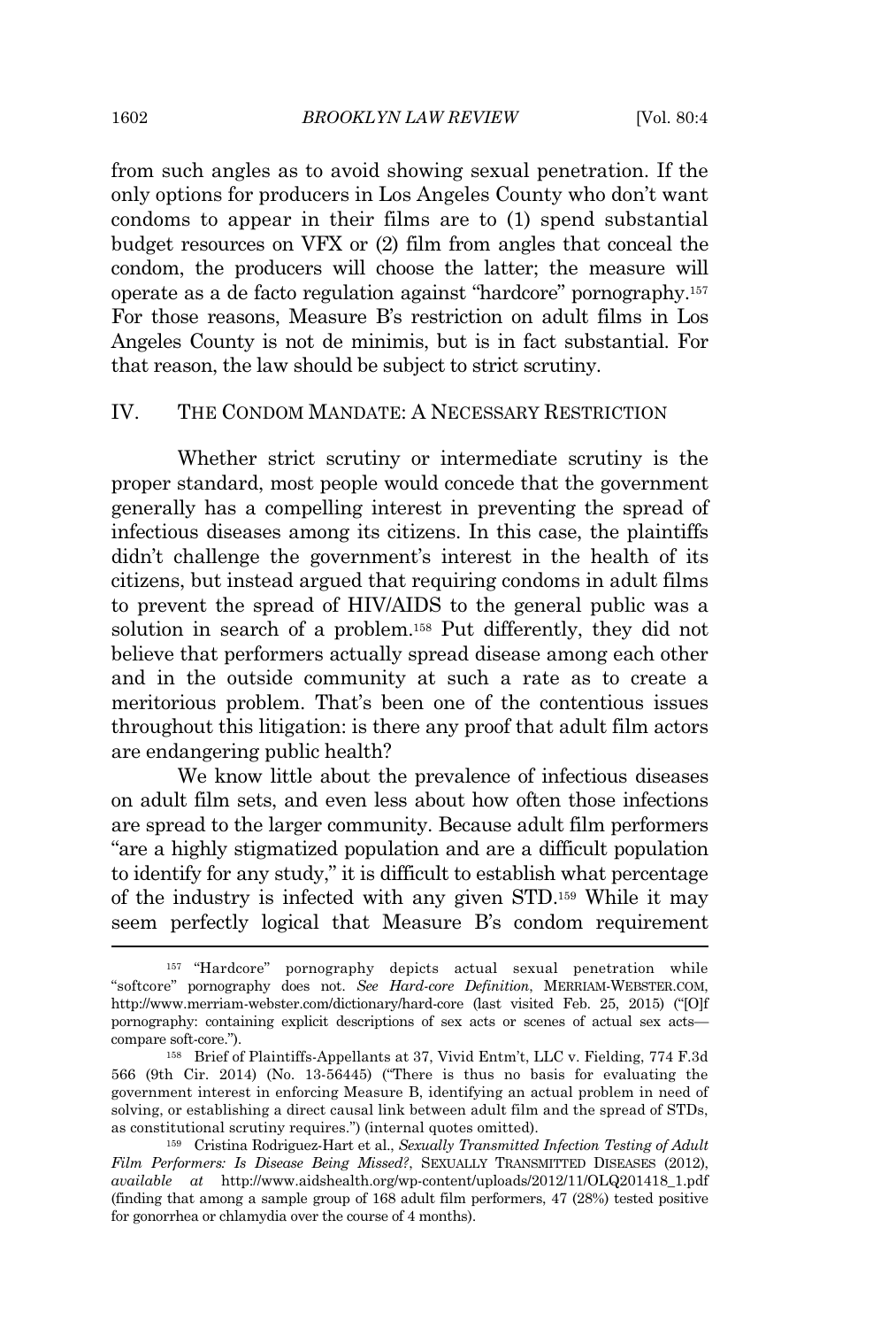from such angles as to avoid showing sexual penetration. If the only options for producers in Los Angeles County who don't want condoms to appear in their films are to (1) spend substantial budget resources on VFX or (2) film from angles that conceal the condom, the producers will choose the latter; the measure will operate as a de facto regulation against "hardcore" pornography.[157] For those reasons, Measure B's restriction on adult films in Los Angeles County is not de minimis, but is in fact substantial. For that reason, the law should be subject to strict scrutiny.

## IV. THE CONDOM MANDATE: A NECESSARY RESTRICTION

Whether strict scrutiny or intermediate scrutiny is the proper standard, most people would concede that the government generally has a compelling interest in preventing the spread of infectious diseases among its citizens. In this case, the plaintiffs didn't challenge the government's interest in the health of its citizens, but instead argued that requiring condoms in adult films to prevent the spread of HIV/AIDS to the general public was a solution in search of a problem.[158] Put differently, they did not believe that performers actually spread disease among each other and in the outside community at such a rate as to create a meritorious problem. That's been one of the contentious issues throughout this litigation: is there any proof that adult film actors are endangering public health?

We know little about the prevalence of infectious diseases on adult film sets, and even less about how often those infections are spread to the larger community. Because adult film performers "are a highly stigmatized population and are a difficult population to identify for any study," it is difficult to establish what percentage of the industry is infected with any given STD.[159] While it may seem perfectly logical that Measure B's condom requirement

---

[157] "Hardcore" pornography depicts actual sexual penetration while "softcore" pornography does not. *See Hard-core Definition*, MERRIAM-WEBSTER.COM, http://www.merriam-webster.com/dictionary/hard-core (last visited Feb. 25, 2015) ("[O]f pornography: containing explicit descriptions of sex acts or scenes of actual sex acts—compare soft-core.").

[158] Brief of Plaintiffs-Appellants at 37, Vivid Entm't, LLC v. Fielding, 774 F.3d 566 (9th Cir. 2014) (No. 13-56445) ("There is thus no basis for evaluating the government interest in enforcing Measure B, identifying an actual problem in need of solving, or establishing a direct causal link between adult film and the spread of STDs, as constitutional scrutiny requires.") (internal quotes omitted).

[159] Cristina Rodriguez-Hart et al., *Sexually Transmitted Infection Testing of Adult Film Performers: Is Disease Being Missed?*, SEXUALLY TRANSMITTED DISEASES (2012), *available at* http://www.aidshealth.org/wp-content/uploads/2012/11/OLQ201418_1.pdf (finding that among a sample group of 168 adult film performers, 47 (28%) tested positive for gonorrhea or chlamydia over the course of 4 months).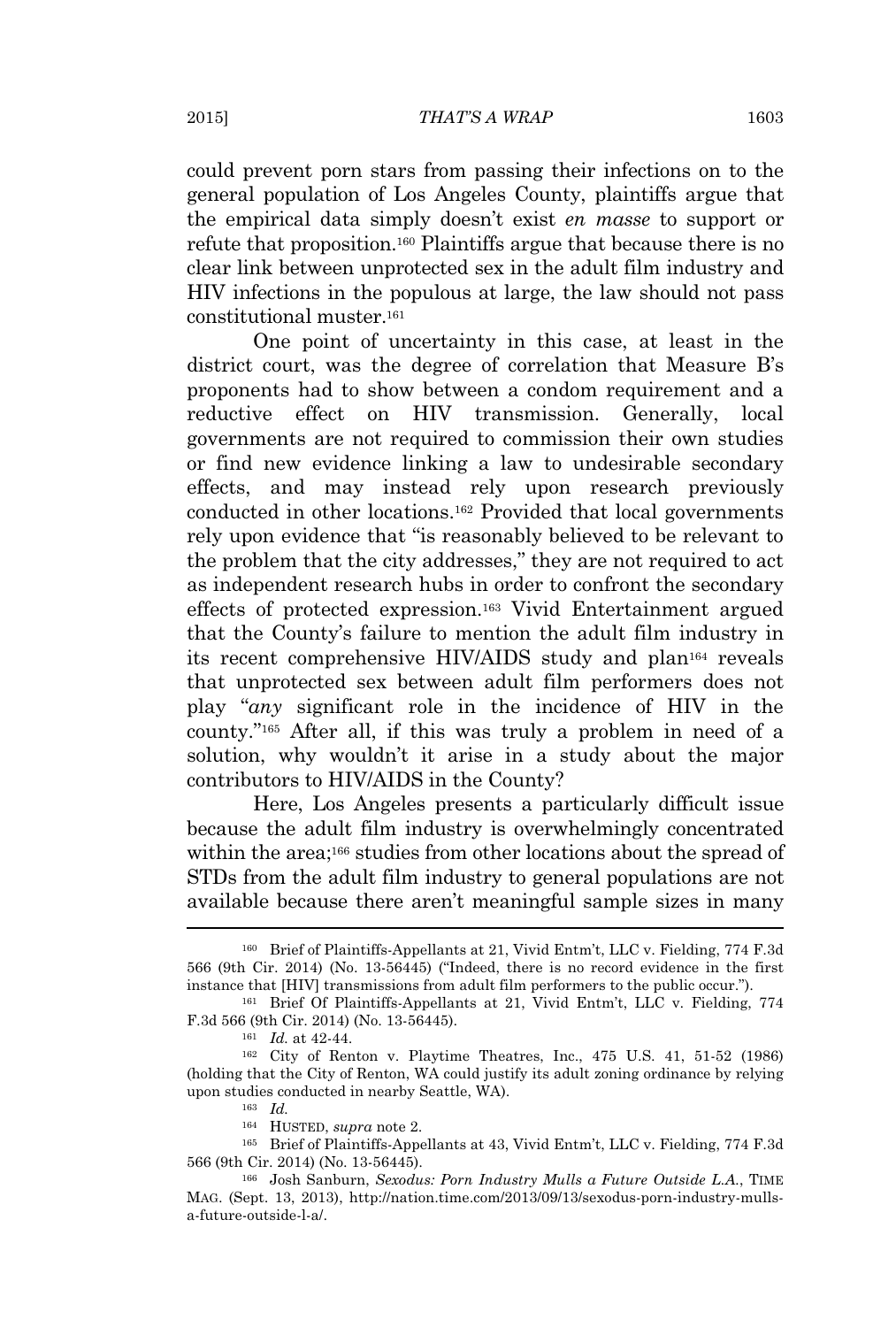could prevent porn stars from passing their infections on to the general population of Los Angeles County, plaintiffs argue that the empirical data simply doesn't exist *en masse* to support or refute that proposition.[160] Plaintiffs argue that because there is no clear link between unprotected sex in the adult film industry and HIV infections in the populous at large, the law should not pass constitutional muster.[161]

One point of uncertainty in this case, at least in the district court, was the degree of correlation that Measure B's proponents had to show between a condom requirement and a reductive effect on HIV transmission. Generally, local governments are not required to commission their own studies or find new evidence linking a law to undesirable secondary effects, and may instead rely upon research previously conducted in other locations.[162] Provided that local governments rely upon evidence that "is reasonably believed to be relevant to the problem that the city addresses," they are not required to act as independent research hubs in order to confront the secondary effects of protected expression.[163] Vivid Entertainment argued that the County's failure to mention the adult film industry in its recent comprehensive HIV/AIDS study and plan[164] reveals that unprotected sex between adult film performers does not play "*any* significant role in the incidence of HIV in the county."[165] After all, if this was truly a problem in need of a solution, why wouldn't it arise in a study about the major contributors to HIV/AIDS in the County?

Here, Los Angeles presents a particularly difficult issue because the adult film industry is overwhelmingly concentrated within the area;[166] studies from other locations about the spread of STDs from the adult film industry to general populations are not available because there aren't meaningful sample sizes in many

---

[160] Brief of Plaintiffs-Appellants at 21, Vivid Entm't, LLC v. Fielding, 774 F.3d 566 (9th Cir. 2014) (No. 13-56445) ("Indeed, there is no record evidence in the first instance that [HIV] transmissions from adult film performers to the public occur.").

[161] Brief Of Plaintiffs-Appellants at 21, Vivid Entm't, LLC v. Fielding, 774 F.3d 566 (9th Cir. 2014) (No. 13-56445).

[161] *Id.* at 42-44.

[162] City of Renton v. Playtime Theatres, Inc., 475 U.S. 41, 51-52 (1986) (holding that the City of Renton, WA could justify its adult zoning ordinance by relying upon studies conducted in nearby Seattle, WA).

[163] *Id.*

[164] HUSTED, *supra* note 2.

[165] Brief of Plaintiffs-Appellants at 43, Vivid Entm't, LLC v. Fielding, 774 F.3d 566 (9th Cir. 2014) (No. 13-56445).

[166] Josh Sanburn, *Sexodus: Porn Industry Mulls a Future Outside L.A.*, TIME MAG. (Sept. 13, 2013), http://nation.time.com/2013/09/13/sexodus-porn-industry-mulls-a-future-outside-l-a/.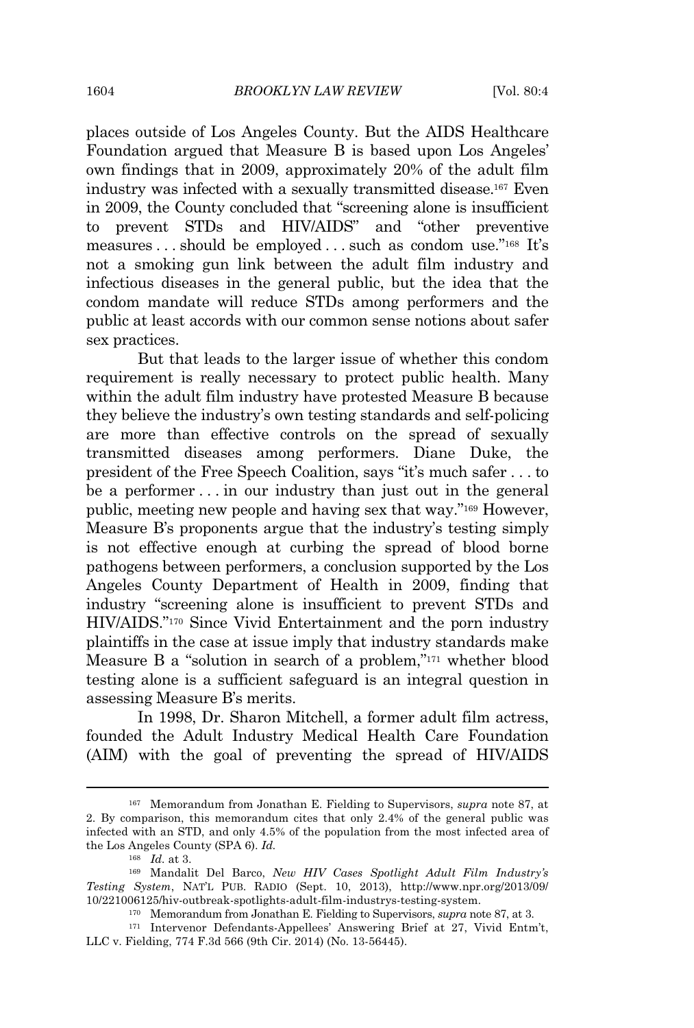places outside of Los Angeles County. But the AIDS Healthcare Foundation argued that Measure B is based upon Los Angeles' own findings that in 2009, approximately 20% of the adult film industry was infected with a sexually transmitted disease.[167] Even in 2009, the County concluded that "screening alone is insufficient to prevent STDs and HIV/AIDS" and "other preventive measures . . . should be employed . . . such as condom use."[168] It's not a smoking gun link between the adult film industry and infectious diseases in the general public, but the idea that the condom mandate will reduce STDs among performers and the public at least accords with our common sense notions about safer sex practices.

But that leads to the larger issue of whether this condom requirement is really necessary to protect public health. Many within the adult film industry have protested Measure B because they believe the industry's own testing standards and self-policing are more than effective controls on the spread of sexually transmitted diseases among performers. Diane Duke, the president of the Free Speech Coalition, says "it's much safer . . . to be a performer . . . in our industry than just out in the general public, meeting new people and having sex that way."[169] However, Measure B's proponents argue that the industry's testing simply is not effective enough at curbing the spread of blood borne pathogens between performers, a conclusion supported by the Los Angeles County Department of Health in 2009, finding that industry "screening alone is insufficient to prevent STDs and HIV/AIDS."[170] Since Vivid Entertainment and the porn industry plaintiffs in the case at issue imply that industry standards make Measure B a "solution in search of a problem,"[171] whether blood testing alone is a sufficient safeguard is an integral question in assessing Measure B's merits.

In 1998, Dr. Sharon Mitchell, a former adult film actress, founded the Adult Industry Medical Health Care Foundation (AIM) with the goal of preventing the spread of HIV/AIDS

---

[167] Memorandum from Jonathan E. Fielding to Supervisors, *supra* note 87, at 2. By comparison, this memorandum cites that only 2.4% of the general public was infected with an STD, and only 4.5% of the population from the most infected area of the Los Angeles County (SPA 6). *Id.*

[168] *Id.* at 3.

[169] Mandalit Del Barco, *New HIV Cases Spotlight Adult Film Industry's Testing System*, NAT'L PUB. RADIO (Sept. 10, 2013), http://www.npr.org/2013/09/10/221006125/hiv-outbreak-spotlights-adult-film-industrys-testing-system.

[170] Memorandum from Jonathan E. Fielding to Supervisors, *supra* note 87, at 3.

[171] Intervenor Defendants-Appellees' Answering Brief at 27, Vivid Entm't, LLC v. Fielding, 774 F.3d 566 (9th Cir. 2014) (No. 13-56445).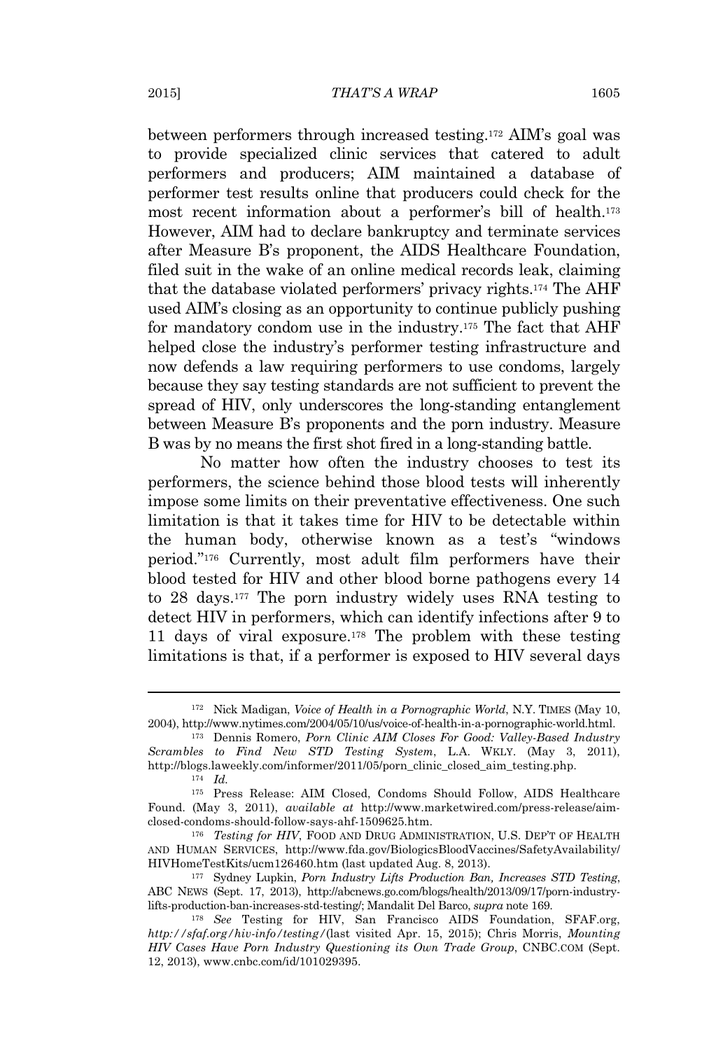between performers through increased testing.[172] AIM's goal was to provide specialized clinic services that catered to adult performers and producers; AIM maintained a database of performer test results online that producers could check for the most recent information about a performer's bill of health.[173] However, AIM had to declare bankruptcy and terminate services after Measure B's proponent, the AIDS Healthcare Foundation, filed suit in the wake of an online medical records leak, claiming that the database violated performers' privacy rights.[174] The AHF used AIM's closing as an opportunity to continue publicly pushing for mandatory condom use in the industry.[175] The fact that AHF helped close the industry's performer testing infrastructure and now defends a law requiring performers to use condoms, largely because they say testing standards are not sufficient to prevent the spread of HIV, only underscores the long-standing entanglement between Measure B's proponents and the porn industry. Measure B was by no means the first shot fired in a long-standing battle.

No matter how often the industry chooses to test its performers, the science behind those blood tests will inherently impose some limits on their preventative effectiveness. One such limitation is that it takes time for HIV to be detectable within the human body, otherwise known as a test's "windows period."[176] Currently, most adult film performers have their blood tested for HIV and other blood borne pathogens every 14 to 28 days.[177] The porn industry widely uses RNA testing to detect HIV in performers, which can identify infections after 9 to 11 days of viral exposure.[178] The problem with these testing limitations is that, if a performer is exposed to HIV several days

---

[172] Nick Madigan, *Voice of Health in a Pornographic World*, N.Y. TIMES (May 10, 2004), http://www.nytimes.com/2004/05/10/us/voice-of-health-in-a-pornographic-world.html.

[173] Dennis Romero, *Porn Clinic AIM Closes For Good: Valley-Based Industry Scrambles to Find New STD Testing System*, L.A. WKLY. (May 3, 2011), http://blogs.laweekly.com/informer/2011/05/porn_clinic_closed_aim_testing.php.

[174] *Id.*

[175] Press Release: AIM Closed, Condoms Should Follow, AIDS Healthcare Found. (May 3, 2011), *available at* http://www.marketwired.com/press-release/aim-closed-condoms-should-follow-says-ahf-1509625.htm.

[176] *Testing for HIV*, FOOD AND DRUG ADMINISTRATION, U.S. DEP'T OF HEALTH AND HUMAN SERVICES, http://www.fda.gov/BiologicsBloodVaccines/SafetyAvailability/HIVHomeTestKits/ucm126460.htm (last updated Aug. 8, 2013).

[177] Sydney Lupkin, *Porn Industry Lifts Production Ban, Increases STD Testing*, ABC NEWS (Sept. 17, 2013), http://abcnews.go.com/blogs/health/2013/09/17/porn-industry-lifts-production-ban-increases-std-testing/; Mandalit Del Barco, *supra* note 169.

[178] *See* Testing for HIV, San Francisco AIDS Foundation, SFAF.org, *http://sfaf.org/hiv-info/testing/* (last visited Apr. 15, 2015); Chris Morris, *Mounting HIV Cases Have Porn Industry Questioning its Own Trade Group*, CNBC.COM (Sept. 12, 2013), www.cnbc.com/id/101029395.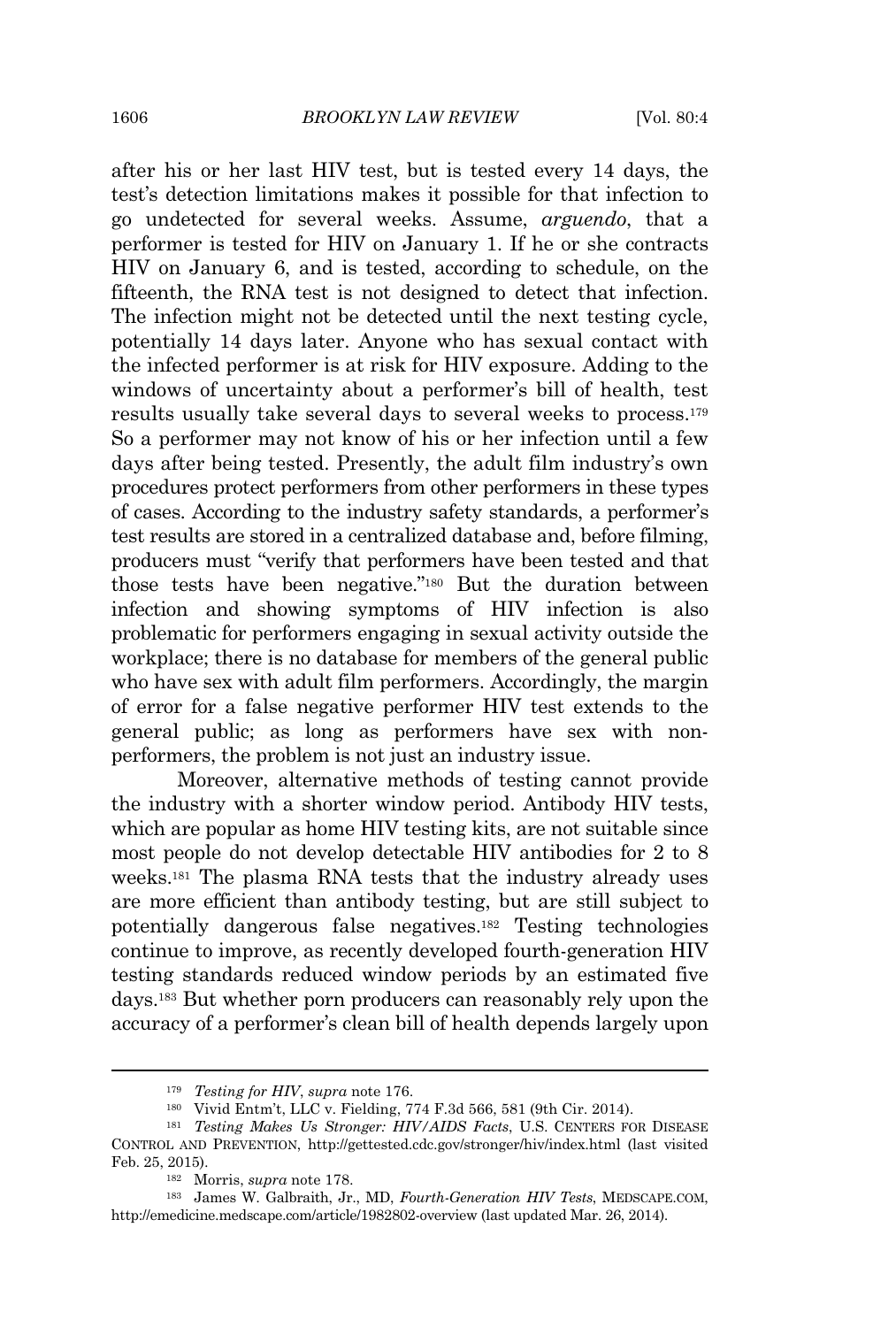after his or her last HIV test, but is tested every 14 days, the test's detection limitations makes it possible for that infection to go undetected for several weeks. Assume, *arguendo*, that a performer is tested for HIV on January 1. If he or she contracts HIV on January 6, and is tested, according to schedule, on the fifteenth, the RNA test is not designed to detect that infection. The infection might not be detected until the next testing cycle, potentially 14 days later. Anyone who has sexual contact with the infected performer is at risk for HIV exposure. Adding to the windows of uncertainty about a performer's bill of health, test results usually take several days to several weeks to process.[179] So a performer may not know of his or her infection until a few days after being tested. Presently, the adult film industry's own procedures protect performers from other performers in these types of cases. According to the industry safety standards, a performer's test results are stored in a centralized database and, before filming, producers must "verify that performers have been tested and that those tests have been negative."[180] But the duration between infection and showing symptoms of HIV infection is also problematic for performers engaging in sexual activity outside the workplace; there is no database for members of the general public who have sex with adult film performers. Accordingly, the margin of error for a false negative performer HIV test extends to the general public; as long as performers have sex with non-performers, the problem is not just an industry issue.

Moreover, alternative methods of testing cannot provide the industry with a shorter window period. Antibody HIV tests, which are popular as home HIV testing kits, are not suitable since most people do not develop detectable HIV antibodies for 2 to 8 weeks.[181] The plasma RNA tests that the industry already uses are more efficient than antibody testing, but are still subject to potentially dangerous false negatives.[182] Testing technologies continue to improve, as recently developed fourth-generation HIV testing standards reduced window periods by an estimated five days.[183] But whether porn producers can reasonably rely upon the accuracy of a performer's clean bill of health depends largely upon

---

[179] *Testing for HIV*, *supra* note 176.

[180] Vivid Entm't, LLC v. Fielding, 774 F.3d 566, 581 (9th Cir. 2014).

[181] *Testing Makes Us Stronger: HIV/AIDS Facts*, U.S. CENTERS FOR DISEASE CONTROL AND PREVENTION, http://gettested.cdc.gov/stronger/hiv/index.html (last visited Feb. 25, 2015).

[182] Morris, *supra* note 178.

[183] James W. Galbraith, Jr., MD, *Fourth-Generation HIV Tests*, MEDSCAPE.COM, http://emedicine.medscape.com/article/1982802-overview (last updated Mar. 26, 2014).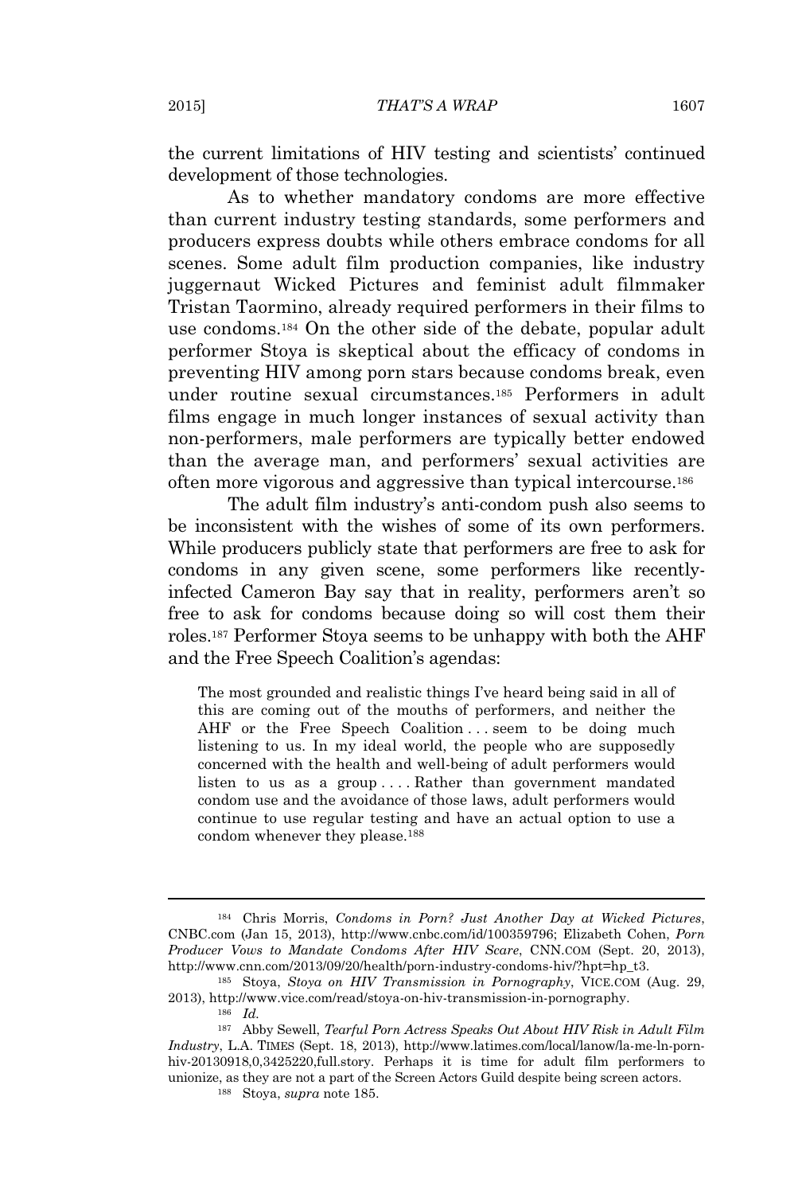the current limitations of HIV testing and scientists' continued development of those technologies.

As to whether mandatory condoms are more effective than current industry testing standards, some performers and producers express doubts while others embrace condoms for all scenes. Some adult film production companies, like industry juggernaut Wicked Pictures and feminist adult filmmaker Tristan Taormino, already required performers in their films to use condoms.[184] On the other side of the debate, popular adult performer Stoya is skeptical about the efficacy of condoms in preventing HIV among porn stars because condoms break, even under routine sexual circumstances.[185] Performers in adult films engage in much longer instances of sexual activity than non-performers, male performers are typically better endowed than the average man, and performers' sexual activities are often more vigorous and aggressive than typical intercourse.[186]

The adult film industry's anti-condom push also seems to be inconsistent with the wishes of some of its own performers. While producers publicly state that performers are free to ask for condoms in any given scene, some performers like recently-infected Cameron Bay say that in reality, performers aren't so free to ask for condoms because doing so will cost them their roles.[187] Performer Stoya seems to be unhappy with both the AHF and the Free Speech Coalition's agendas:

> The most grounded and realistic things I've heard being said in all of this are coming out of the mouths of performers, and neither the AHF or the Free Speech Coalition . . . seem to be doing much listening to us. In my ideal world, the people who are supposedly concerned with the health and well-being of adult performers would listen to us as a group . . . . Rather than government mandated condom use and the avoidance of those laws, adult performers would continue to use regular testing and have an actual option to use a condom whenever they please.[188]

---

[184] Chris Morris, *Condoms in Porn? Just Another Day at Wicked Pictures*, CNBC.com (Jan 15, 2013), http://www.cnbc.com/id/100359796; Elizabeth Cohen, *Porn Producer Vows to Mandate Condoms After HIV Scare*, CNN.COM (Sept. 20, 2013), http://www.cnn.com/2013/09/20/health/porn-industry-condoms-hiv/?hpt=hp_t3.

[185] Stoya, *Stoya on HIV Transmission in Pornography*, VICE.COM (Aug. 29, 2013), http://www.vice.com/read/stoya-on-hiv-transmission-in-pornography.

[186] *Id.*

[187] Abby Sewell, *Tearful Porn Actress Speaks Out About HIV Risk in Adult Film Industry*, L.A. TIMES (Sept. 18, 2013), http://www.latimes.com/local/lanow/la-me-ln-porn-hiv-20130918,0,3425220,full.story. Perhaps it is time for adult film performers to unionize, as they are not a part of the Screen Actors Guild despite being screen actors.

[188] Stoya, *supra* note 185.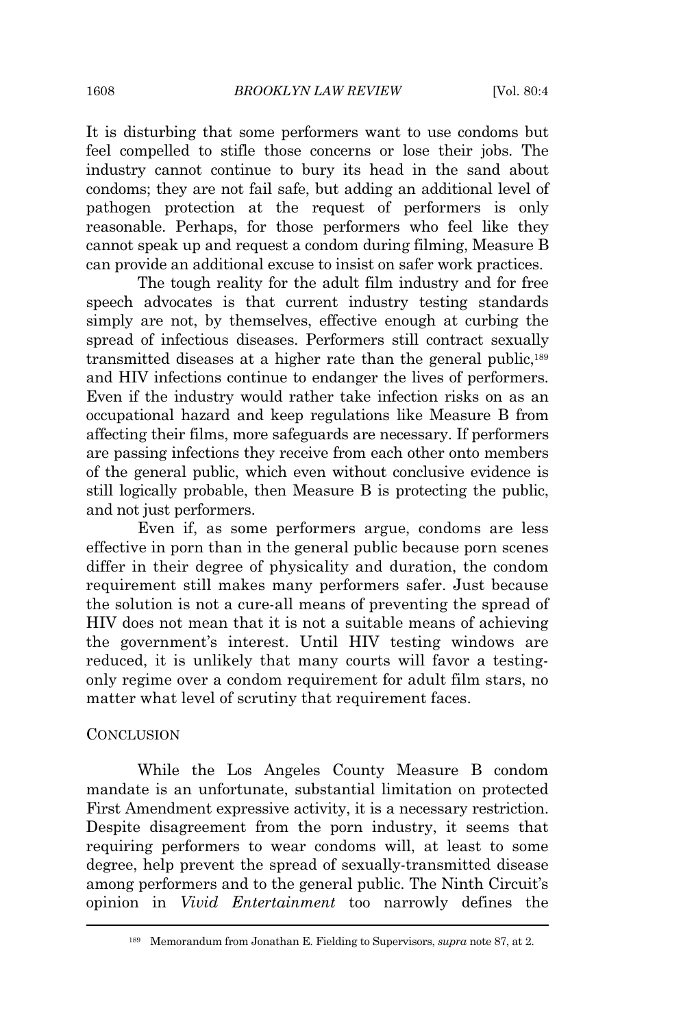It is disturbing that some performers want to use condoms but feel compelled to stifle those concerns or lose their jobs. The industry cannot continue to bury its head in the sand about condoms; they are not fail safe, but adding an additional level of pathogen protection at the request of performers is only reasonable. Perhaps, for those performers who feel like they cannot speak up and request a condom during filming, Measure B can provide an additional excuse to insist on safer work practices.

The tough reality for the adult film industry and for free speech advocates is that current industry testing standards simply are not, by themselves, effective enough at curbing the spread of infectious diseases. Performers still contract sexually transmitted diseases at a higher rate than the general public,[189] and HIV infections continue to endanger the lives of performers. Even if the industry would rather take infection risks on as an occupational hazard and keep regulations like Measure B from affecting their films, more safeguards are necessary. If performers are passing infections they receive from each other onto members of the general public, which even without conclusive evidence is still logically probable, then Measure B is protecting the public, and not just performers.

Even if, as some performers argue, condoms are less effective in porn than in the general public because porn scenes differ in their degree of physicality and duration, the condom requirement still makes many performers safer. Just because the solution is not a cure-all means of preventing the spread of HIV does not mean that it is not a suitable means of achieving the government's interest. Until HIV testing windows are reduced, it is unlikely that many courts will favor a testing-only regime over a condom requirement for adult film stars, no matter what level of scrutiny that requirement faces.

## CONCLUSION

While the Los Angeles County Measure B condom mandate is an unfortunate, substantial limitation on protected First Amendment expressive activity, it is a necessary restriction. Despite disagreement from the porn industry, it seems that requiring performers to wear condoms will, at least to some degree, help prevent the spread of sexually-transmitted disease among performers and to the general public. The Ninth Circuit's opinion in *Vivid Entertainment* too narrowly defines the

---

[189] Memorandum from Jonathan E. Fielding to Supervisors, *supra* note 87, at 2.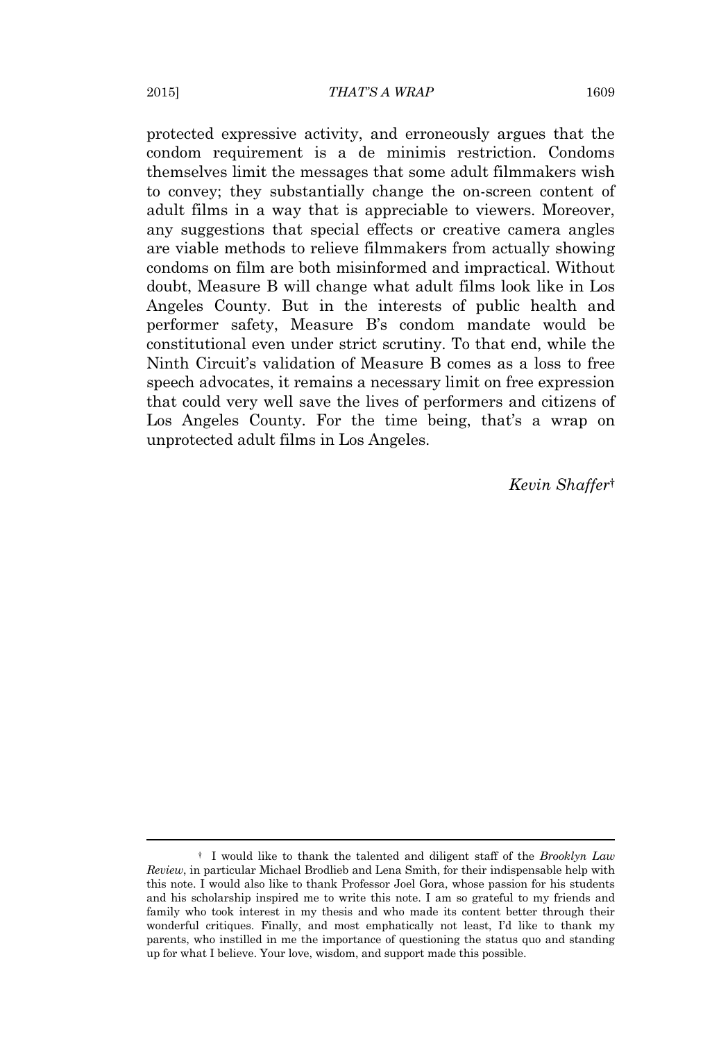protected expressive activity, and erroneously argues that the condom requirement is a de minimis restriction. Condoms themselves limit the messages that some adult filmmakers wish to convey; they substantially change the on-screen content of adult films in a way that is appreciable to viewers. Moreover, any suggestions that special effects or creative camera angles are viable methods to relieve filmmakers from actually showing condoms on film are both misinformed and impractical. Without doubt, Measure B will change what adult films look like in Los Angeles County. But in the interests of public health and performer safety, Measure B's condom mandate would be constitutional even under strict scrutiny. To that end, while the Ninth Circuit's validation of Measure B comes as a loss to free speech advocates, it remains a necessary limit on free expression that could very well save the lives of performers and citizens of Los Angeles County. For the time being, that's a wrap on unprotected adult films in Los Angeles.

*Kevin Shaffer*†

---

† I would like to thank the talented and diligent staff of the *Brooklyn Law Review*, in particular Michael Brodlieb and Lena Smith, for their indispensable help with this note. I would also like to thank Professor Joel Gora, whose passion for his students and his scholarship inspired me to write this note. I am so grateful to my friends and family who took interest in my thesis and who made its content better through their wonderful critiques. Finally, and most emphatically not least, I'd like to thank my parents, who instilled in me the importance of questioning the status quo and standing up for what I believe. Your love, wisdom, and support made this possible.